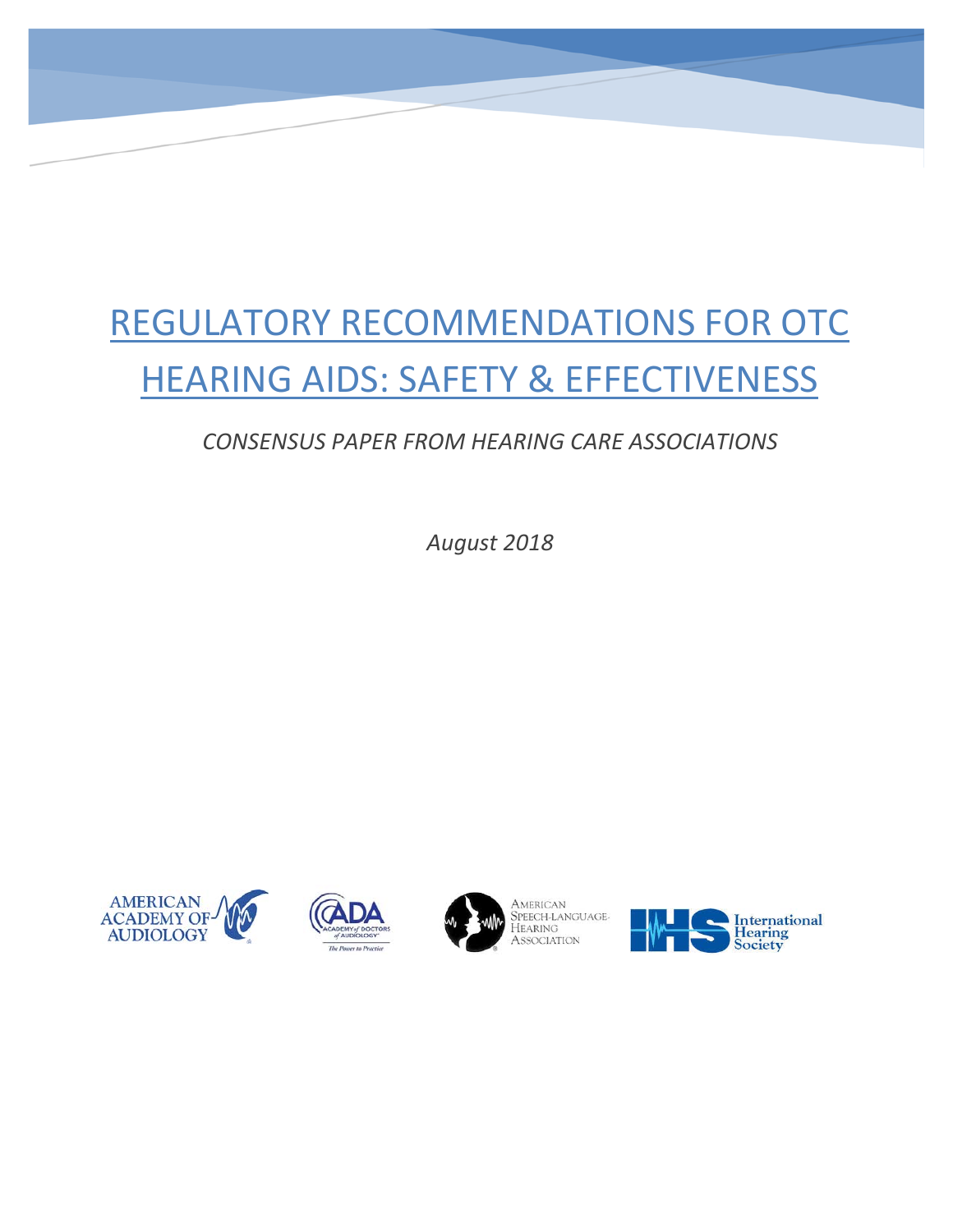# REGULATORY RECOMMENDATIONS FOR OTC HEARING AIDS: SAFETY & EFFECTIVENESS

*CONSENSUS PAPER FROM HEARING CARE ASSOCIATIONS*

*August 2018*

AMERICAN ACADEMY OF AUDIOLOGY

ADA ACADEMY of DOCTORS of AUDIOLOGY The Power to Practice

AMERICAN SPEECH-LANGUAGE-HEARING ASSOCIATION

IHS International Hearing Society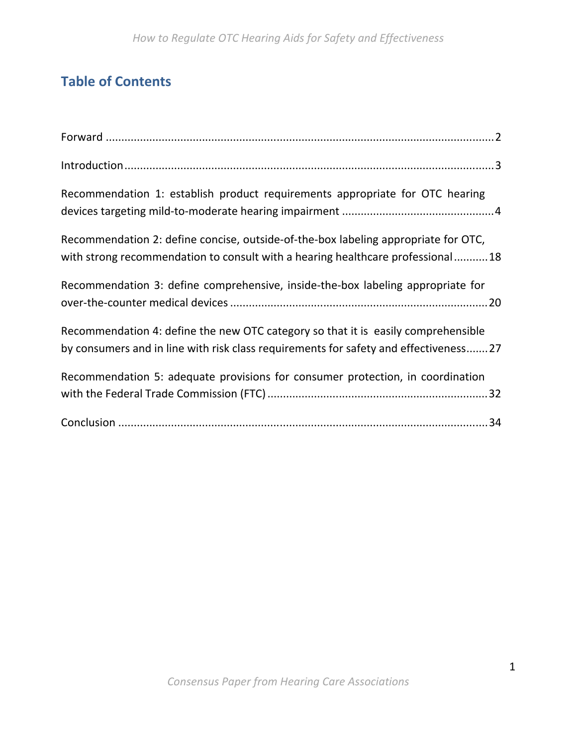## Table of Contents

Forward ........................................................................................................................ 2

Introduction ................................................................................................................. 3

Recommendation 1: establish product requirements appropriate for OTC hearing devices targeting mild-to-moderate hearing impairment ................................................ 4

Recommendation 2: define concise, outside-of-the-box labeling appropriate for OTC, with strong recommendation to consult with a hearing healthcare professional ........... 18

Recommendation 3: define comprehensive, inside-the-box labeling appropriate for over-the-counter medical devices .................................................................................. 20

Recommendation 4: define the new OTC category so that it is easily comprehensible by consumers and in line with risk class requirements for safety and effectiveness ....... 27

Recommendation 5: adequate provisions for consumer protection, in coordination with the Federal Trade Commission (FTC) ....................................................................... 32

Conclusion ................................................................................................................... 34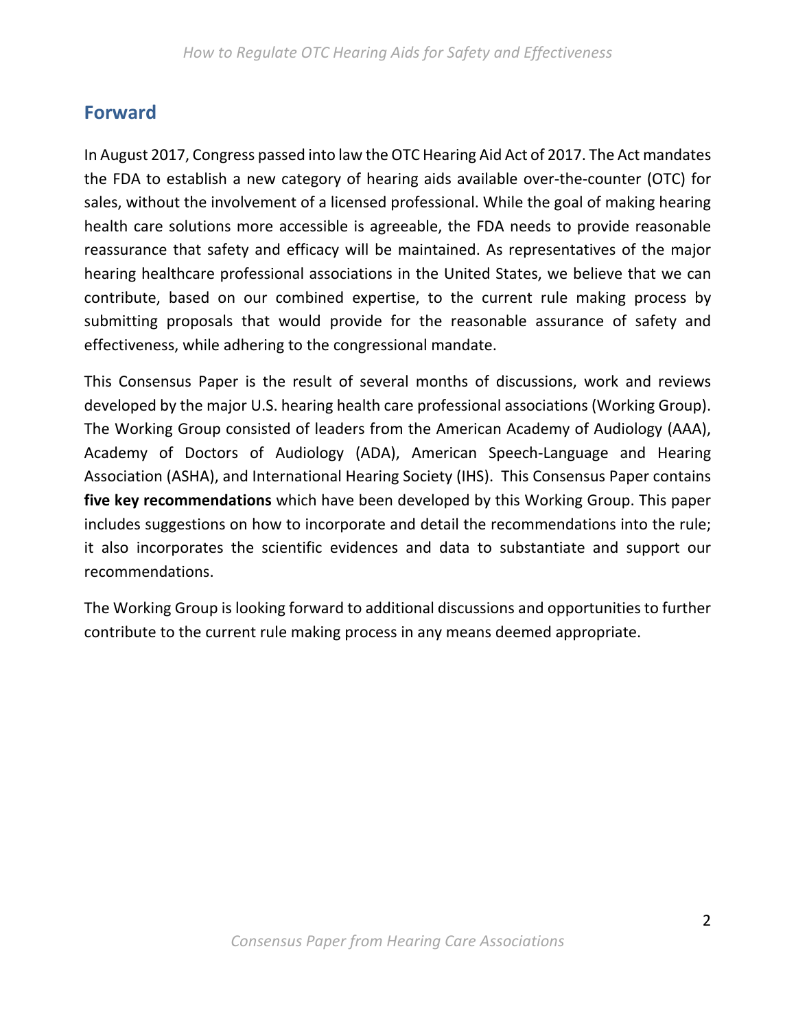## Forward

In August 2017, Congress passed into law the OTC Hearing Aid Act of 2017. The Act mandates the FDA to establish a new category of hearing aids available over-the-counter (OTC) for sales, without the involvement of a licensed professional. While the goal of making hearing health care solutions more accessible is agreeable, the FDA needs to provide reasonable reassurance that safety and efficacy will be maintained. As representatives of the major hearing healthcare professional associations in the United States, we believe that we can contribute, based on our combined expertise, to the current rule making process by submitting proposals that would provide for the reasonable assurance of safety and effectiveness, while adhering to the congressional mandate.

This Consensus Paper is the result of several months of discussions, work and reviews developed by the major U.S. hearing health care professional associations (Working Group). The Working Group consisted of leaders from the American Academy of Audiology (AAA), Academy of Doctors of Audiology (ADA), American Speech-Language and Hearing Association (ASHA), and International Hearing Society (IHS). This Consensus Paper contains **five key recommendations** which have been developed by this Working Group. This paper includes suggestions on how to incorporate and detail the recommendations into the rule; it also incorporates the scientific evidences and data to substantiate and support our recommendations.

The Working Group is looking forward to additional discussions and opportunities to further contribute to the current rule making process in any means deemed appropriate.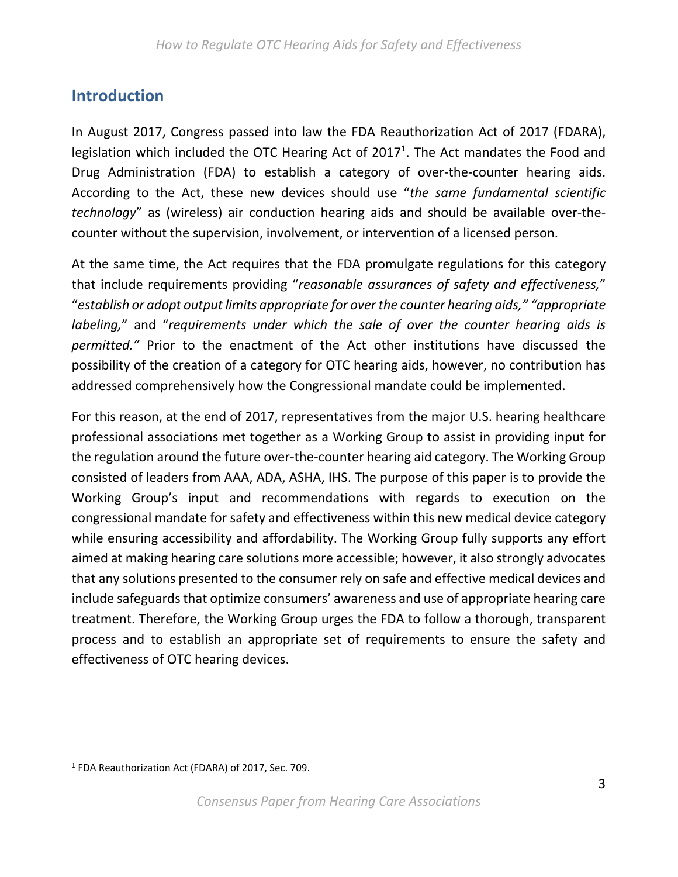## Introduction

In August 2017, Congress passed into law the FDA Reauthorization Act of 2017 (FDARA), legislation which included the OTC Hearing Act of 2017[1]. The Act mandates the Food and Drug Administration (FDA) to establish a category of over-the-counter hearing aids. According to the Act, these new devices should use "*the same fundamental scientific technology*" as (wireless) air conduction hearing aids and should be available over-the-counter without the supervision, involvement, or intervention of a licensed person.

At the same time, the Act requires that the FDA promulgate regulations for this category that include requirements providing "*reasonable assurances of safety and effectiveness,*" "*establish or adopt output limits appropriate for over the counter hearing aids," "appropriate labeling,*" and "*requirements under which the sale of over the counter hearing aids is permitted."* Prior to the enactment of the Act other institutions have discussed the possibility of the creation of a category for OTC hearing aids, however, no contribution has addressed comprehensively how the Congressional mandate could be implemented.

For this reason, at the end of 2017, representatives from the major U.S. hearing healthcare professional associations met together as a Working Group to assist in providing input for the regulation around the future over-the-counter hearing aid category. The Working Group consisted of leaders from AAA, ADA, ASHA, IHS. The purpose of this paper is to provide the Working Group's input and recommendations with regards to execution on the congressional mandate for safety and effectiveness within this new medical device category while ensuring accessibility and affordability. The Working Group fully supports any effort aimed at making hearing care solutions more accessible; however, it also strongly advocates that any solutions presented to the consumer rely on safe and effective medical devices and include safeguards that optimize consumers' awareness and use of appropriate hearing care treatment. Therefore, the Working Group urges the FDA to follow a thorough, transparent process and to establish an appropriate set of requirements to ensure the safety and effectiveness of OTC hearing devices.

---

[1] FDA Reauthorization Act (FDARA) of 2017, Sec. 709.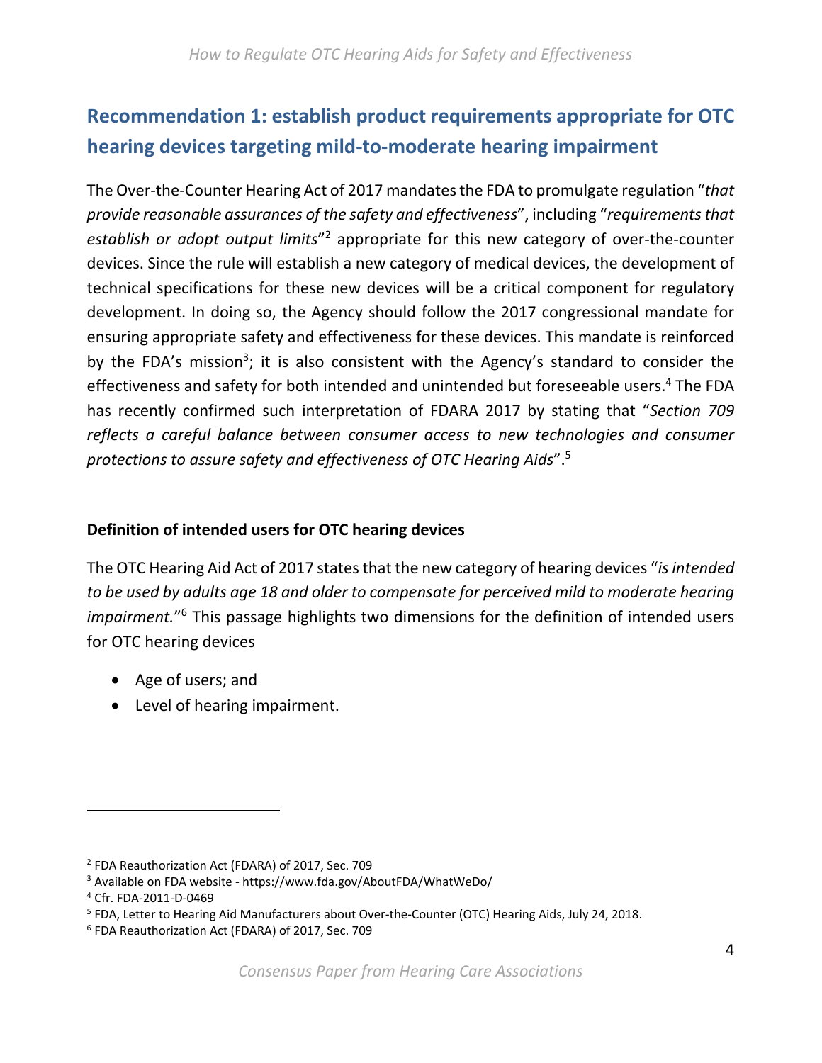## Recommendation 1: establish product requirements appropriate for OTC hearing devices targeting mild-to-moderate hearing impairment

The Over-the-Counter Hearing Act of 2017 mandates the FDA to promulgate regulation "*that provide reasonable assurances of the safety and effectiveness*", including "*requirements that establish or adopt output limits*"[2] appropriate for this new category of over-the-counter devices. Since the rule will establish a new category of medical devices, the development of technical specifications for these new devices will be a critical component for regulatory development. In doing so, the Agency should follow the 2017 congressional mandate for ensuring appropriate safety and effectiveness for these devices. This mandate is reinforced by the FDA's mission[3]; it is also consistent with the Agency's standard to consider the effectiveness and safety for both intended and unintended but foreseeable users.[4] The FDA has recently confirmed such interpretation of FDARA 2017 by stating that "*Section 709 reflects a careful balance between consumer access to new technologies and consumer protections to assure safety and effectiveness of OTC Hearing Aids*".[5]

### Definition of intended users for OTC hearing devices

The OTC Hearing Aid Act of 2017 states that the new category of hearing devices "*is intended to be used by adults age 18 and older to compensate for perceived mild to moderate hearing impairment.*"[6] This passage highlights two dimensions for the definition of intended users for OTC hearing devices

- Age of users; and
- Level of hearing impairment.

---

[2] FDA Reauthorization Act (FDARA) of 2017, Sec. 709

[3] Available on FDA website - https://www.fda.gov/AboutFDA/WhatWeDo/

[4] Cfr. FDA-2011-D-0469

[5] FDA, Letter to Hearing Aid Manufacturers about Over-the-Counter (OTC) Hearing Aids, July 24, 2018.

[6] FDA Reauthorization Act (FDARA) of 2017, Sec. 709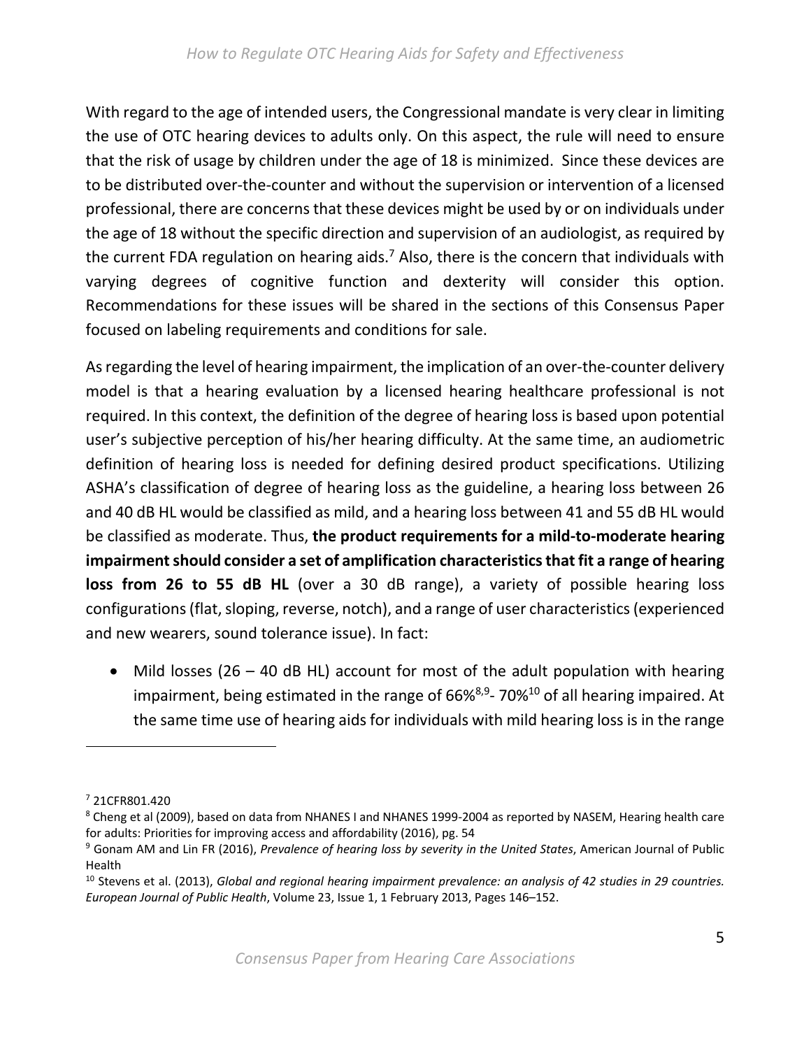With regard to the age of intended users, the Congressional mandate is very clear in limiting the use of OTC hearing devices to adults only. On this aspect, the rule will need to ensure that the risk of usage by children under the age of 18 is minimized. Since these devices are to be distributed over-the-counter and without the supervision or intervention of a licensed professional, there are concerns that these devices might be used by or on individuals under the age of 18 without the specific direction and supervision of an audiologist, as required by the current FDA regulation on hearing aids.[7] Also, there is the concern that individuals with varying degrees of cognitive function and dexterity will consider this option. Recommendations for these issues will be shared in the sections of this Consensus Paper focused on labeling requirements and conditions for sale.

As regarding the level of hearing impairment, the implication of an over-the-counter delivery model is that a hearing evaluation by a licensed hearing healthcare professional is not required. In this context, the definition of the degree of hearing loss is based upon potential user's subjective perception of his/her hearing difficulty. At the same time, an audiometric definition of hearing loss is needed for defining desired product specifications. Utilizing ASHA's classification of degree of hearing loss as the guideline, a hearing loss between 26 and 40 dB HL would be classified as mild, and a hearing loss between 41 and 55 dB HL would be classified as moderate. Thus, **the product requirements for a mild-to-moderate hearing impairment should consider a set of amplification characteristics that fit a range of hearing loss from 26 to 55 dB HL** (over a 30 dB range), a variety of possible hearing loss configurations (flat, sloping, reverse, notch), and a range of user characteristics (experienced and new wearers, sound tolerance issue). In fact:

- Mild losses (26 – 40 dB HL) account for most of the adult population with hearing impairment, being estimated in the range of 66%[8,9]- 70%[10] of all hearing impaired. At the same time use of hearing aids for individuals with mild hearing loss is in the range

---

[7] 21CFR801.420

[8] Cheng et al (2009), based on data from NHANES I and NHANES 1999-2004 as reported by NASEM, Hearing health care for adults: Priorities for improving access and affordability (2016), pg. 54

[9] Gonam AM and Lin FR (2016), *Prevalence of hearing loss by severity in the United States*, American Journal of Public Health

[10] Stevens et al. (2013), *Global and regional hearing impairment prevalence: an analysis of 42 studies in 29 countries. European Journal of Public Health*, Volume 23, Issue 1, 1 February 2013, Pages 146–152.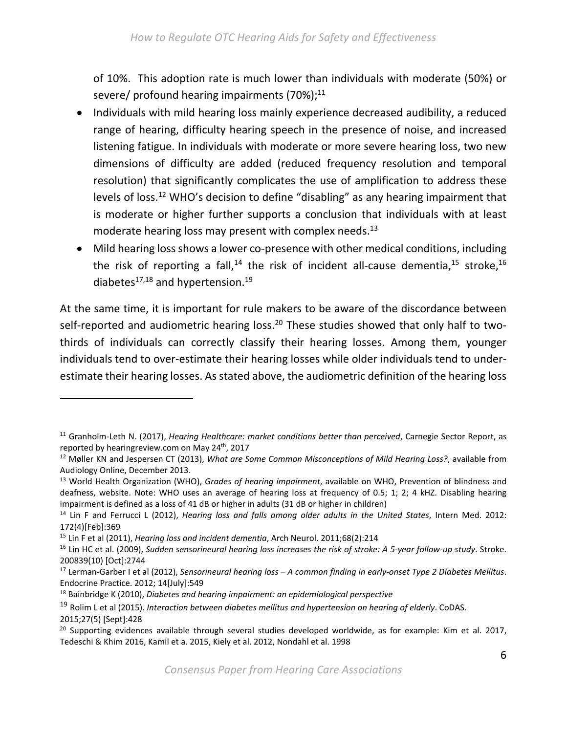of 10%. This adoption rate is much lower than individuals with moderate (50%) or severe/ profound hearing impairments (70%);[11]

- Individuals with mild hearing loss mainly experience decreased audibility, a reduced range of hearing, difficulty hearing speech in the presence of noise, and increased listening fatigue. In individuals with moderate or more severe hearing loss, two new dimensions of difficulty are added (reduced frequency resolution and temporal resolution) that significantly complicates the use of amplification to address these levels of loss.[12] WHO's decision to define "disabling" as any hearing impairment that is moderate or higher further supports a conclusion that individuals with at least moderate hearing loss may present with complex needs.[13]
- Mild hearing loss shows a lower co-presence with other medical conditions, including the risk of reporting a fall,[14] the risk of incident all-cause dementia,[15] stroke,[16] diabetes[17,18] and hypertension.[19]

At the same time, it is important for rule makers to be aware of the discordance between self-reported and audiometric hearing loss.[20] These studies showed that only half to two-thirds of individuals can correctly classify their hearing losses. Among them, younger individuals tend to over-estimate their hearing losses while older individuals tend to under-estimate their hearing losses. As stated above, the audiometric definition of the hearing loss

---

[11] Granholm-Leth N. (2017), *Hearing Healthcare: market conditions better than perceived*, Carnegie Sector Report, as reported by hearingreview.com on May 24th, 2017

[12] Møller KN and Jespersen CT (2013), *What are Some Common Misconceptions of Mild Hearing Loss?*, available from Audiology Online, December 2013.

[13] World Health Organization (WHO), *Grades of hearing impairment*, available on WHO, Prevention of blindness and deafness, website. Note: WHO uses an average of hearing loss at frequency of 0.5; 1; 2; 4 kHZ. Disabling hearing impairment is defined as a loss of 41 dB or higher in adults (31 dB or higher in children)

[14] Lin F and Ferrucci L (2012), *Hearing loss and falls among older adults in the United States*, Intern Med. 2012: 172(4)[Feb]:369

[15] Lin F et al (2011), *Hearing loss and incident dementia*, Arch Neurol. 2011;68(2):214

[16] Lin HC et al. (2009), *Sudden sensorineural hearing loss increases the risk of stroke: A 5-year follow-up study*. Stroke. 200839(10) [Oct]:2744

[17] Lerman-Garber I et al (2012), *Sensorineural hearing loss – A common finding in early-onset Type 2 Diabetes Mellitus*. Endocrine Practice. 2012; 14[July]:549

[18] Bainbridge K (2010), *Diabetes and hearing impairment: an epidemiological perspective*

[19] Rolim L et al (2015). *Interaction between diabetes mellitus and hypertension on hearing of elderly*. CoDAS. 2015;27(5) [Sept]:428

[20] Supporting evidences available through several studies developed worldwide, as for example: Kim et al. 2017, Tedeschi & Khim 2016, Kamil et a. 2015, Kiely et al. 2012, Nondahl et al. 1998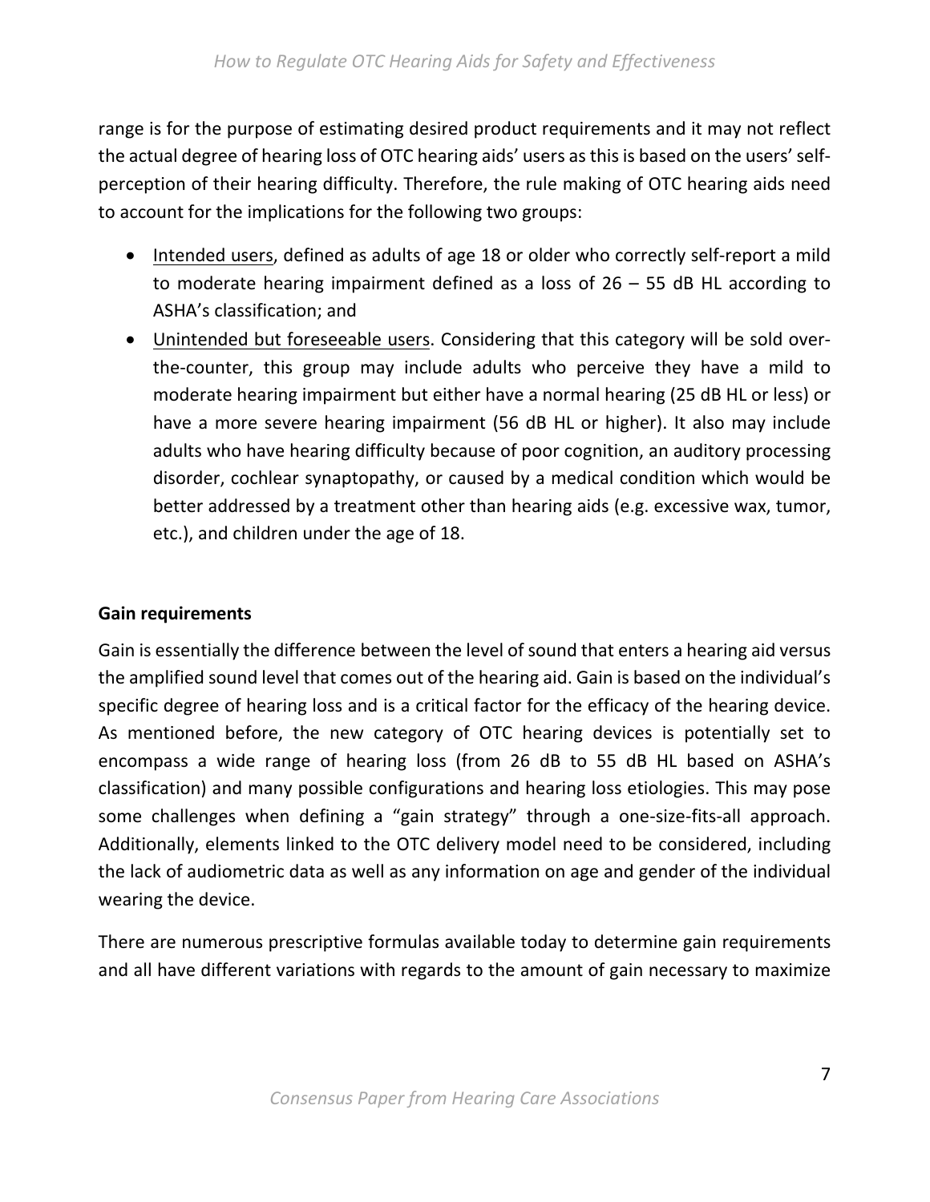range is for the purpose of estimating desired product requirements and it may not reflect the actual degree of hearing loss of OTC hearing aids' users as this is based on the users' self-perception of their hearing difficulty. Therefore, the rule making of OTC hearing aids need to account for the implications for the following two groups:

- Intended users, defined as adults of age 18 or older who correctly self-report a mild to moderate hearing impairment defined as a loss of 26 – 55 dB HL according to ASHA's classification; and
- Unintended but foreseeable users. Considering that this category will be sold over-the-counter, this group may include adults who perceive they have a mild to moderate hearing impairment but either have a normal hearing (25 dB HL or less) or have a more severe hearing impairment (56 dB HL or higher). It also may include adults who have hearing difficulty because of poor cognition, an auditory processing disorder, cochlear synaptopathy, or caused by a medical condition which would be better addressed by a treatment other than hearing aids (e.g. excessive wax, tumor, etc.), and children under the age of 18.

**Gain requirements**

Gain is essentially the difference between the level of sound that enters a hearing aid versus the amplified sound level that comes out of the hearing aid. Gain is based on the individual's specific degree of hearing loss and is a critical factor for the efficacy of the hearing device. As mentioned before, the new category of OTC hearing devices is potentially set to encompass a wide range of hearing loss (from 26 dB to 55 dB HL based on ASHA's classification) and many possible configurations and hearing loss etiologies. This may pose some challenges when defining a "gain strategy" through a one-size-fits-all approach. Additionally, elements linked to the OTC delivery model need to be considered, including the lack of audiometric data as well as any information on age and gender of the individual wearing the device.

There are numerous prescriptive formulas available today to determine gain requirements and all have different variations with regards to the amount of gain necessary to maximize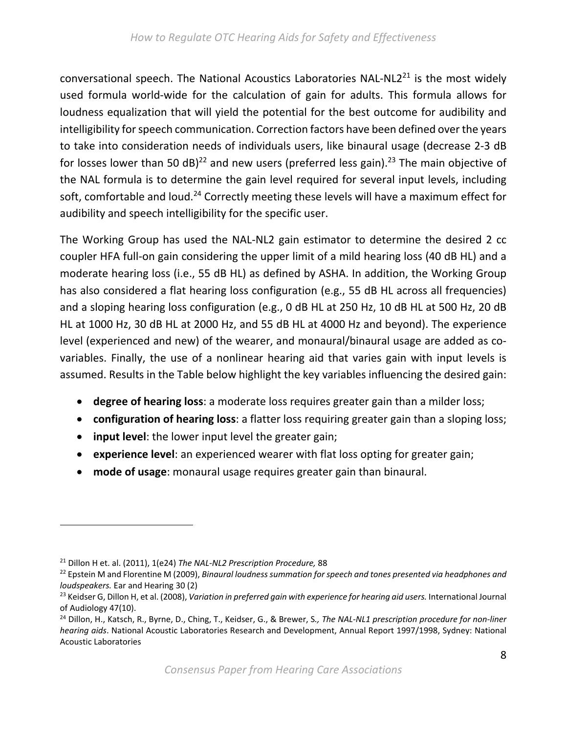conversational speech. The National Acoustics Laboratories NAL-NL2[21] is the most widely used formula world-wide for the calculation of gain for adults. This formula allows for loudness equalization that will yield the potential for the best outcome for audibility and intelligibility for speech communication. Correction factors have been defined over the years to take into consideration needs of individuals users, like binaural usage (decrease 2-3 dB for losses lower than 50 dB)[22] and new users (preferred less gain).[23] The main objective of the NAL formula is to determine the gain level required for several input levels, including soft, comfortable and loud.[24] Correctly meeting these levels will have a maximum effect for audibility and speech intelligibility for the specific user.

The Working Group has used the NAL-NL2 gain estimator to determine the desired 2 cc coupler HFA full-on gain considering the upper limit of a mild hearing loss (40 dB HL) and a moderate hearing loss (i.e., 55 dB HL) as defined by ASHA. In addition, the Working Group has also considered a flat hearing loss configuration (e.g., 55 dB HL across all frequencies) and a sloping hearing loss configuration (e.g., 0 dB HL at 250 Hz, 10 dB HL at 500 Hz, 20 dB HL at 1000 Hz, 30 dB HL at 2000 Hz, and 55 dB HL at 4000 Hz and beyond). The experience level (experienced and new) of the wearer, and monaural/binaural usage are added as co-variables. Finally, the use of a nonlinear hearing aid that varies gain with input levels is assumed. Results in the Table below highlight the key variables influencing the desired gain:

- **degree of hearing loss**: a moderate loss requires greater gain than a milder loss;
- **configuration of hearing loss**: a flatter loss requiring greater gain than a sloping loss;
- **input level**: the lower input level the greater gain;
- **experience level**: an experienced wearer with flat loss opting for greater gain;
- **mode of usage**: monaural usage requires greater gain than binaural.

---

[21] Dillon H et. al. (2011), 1(e24) *The NAL-NL2 Prescription Procedure,* 88

[22] Epstein M and Florentine M (2009), *Binaural loudness summation for speech and tones presented via headphones and loudspeakers.* Ear and Hearing 30 (2)

[23] Keidser G, Dillon H, et al. (2008), *Variation in preferred gain with experience for hearing aid users.* International Journal of Audiology 47(10).

[24] Dillon, H., Katsch, R., Byrne, D., Ching, T., Keidser, G., & Brewer, S*., The NAL-NL1 prescription procedure for non-liner hearing aids*. National Acoustic Laboratories Research and Development, Annual Report 1997/1998, Sydney: National Acoustic Laboratories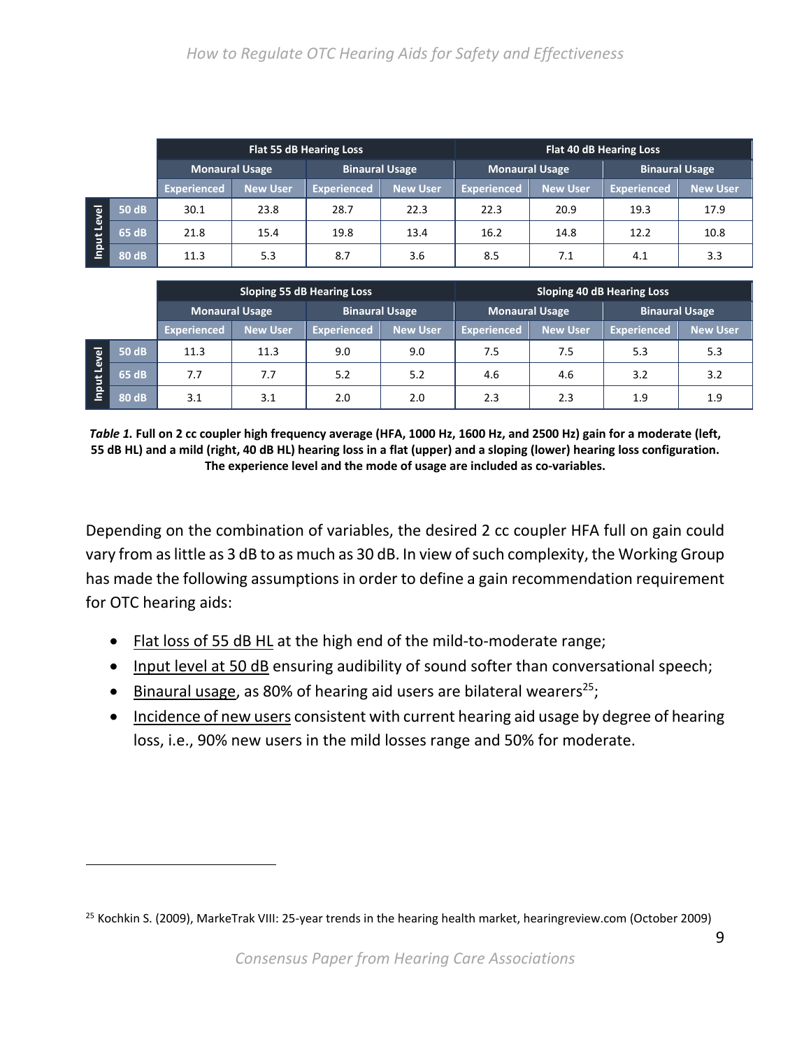| | | Flat 55 dB Hearing Loss | | | | Flat 40 dB Hearing Loss | | | |
|---|---|---|---|---|---|---|---|---|---|
| | | Monaural Usage | | Binaural Usage | | Monaural Usage | | Binaural Usage | |
| | | Experienced | New User | Experienced | New User | Experienced | New User | Experienced | New User |
| Input Level | 50 dB | 30.1 | 23.8 | 28.7 | 22.3 | 22.3 | 20.9 | 19.3 | 17.9 |
| | 65 dB | 21.8 | 15.4 | 19.8 | 13.4 | 16.2 | 14.8 | 12.2 | 10.8 |
| | 80 dB | 11.3 | 5.3 | 8.7 | 3.6 | 8.5 | 7.1 | 4.1 | 3.3 |

| | | Sloping 55 dB Hearing Loss | | | | Sloping 40 dB Hearing Loss | | | |
|---|---|---|---|---|---|---|---|---|---|
| | | Monaural Usage | | Binaural Usage | | Monaural Usage | | Binaural Usage | |
| | | Experienced | New User | Experienced | New User | Experienced | New User | Experienced | New User |
| Input Level | 50 dB | 11.3 | 11.3 | 9.0 | 9.0 | 7.5 | 7.5 | 5.3 | 5.3 |
| | 65 dB | 7.7 | 7.7 | 5.2 | 5.2 | 4.6 | 4.6 | 3.2 | 3.2 |
| | 80 dB | 3.1 | 3.1 | 2.0 | 2.0 | 2.3 | 2.3 | 1.9 | 1.9 |

***Table 1.*** **Full on 2 cc coupler high frequency average (HFA, 1000 Hz, 1600 Hz, and 2500 Hz) gain for a moderate (left, 55 dB HL) and a mild (right, 40 dB HL) hearing loss in a flat (upper) and a sloping (lower) hearing loss configuration. The experience level and the mode of usage are included as co-variables.**

Depending on the combination of variables, the desired 2 cc coupler HFA full on gain could vary from as little as 3 dB to as much as 30 dB. In view of such complexity, the Working Group has made the following assumptions in order to define a gain recommendation requirement for OTC hearing aids:

- Flat loss of 55 dB HL at the high end of the mild-to-moderate range;
- Input level at 50 dB ensuring audibility of sound softer than conversational speech;
- Binaural usage, as 80% of hearing aid users are bilateral wearers[25];
- Incidence of new users consistent with current hearing aid usage by degree of hearing loss, i.e., 90% new users in the mild losses range and 50% for moderate.

[25] Kochkin S. (2009), MarkeTrak VIII: 25-year trends in the hearing health market, hearingreview.com (October 2009)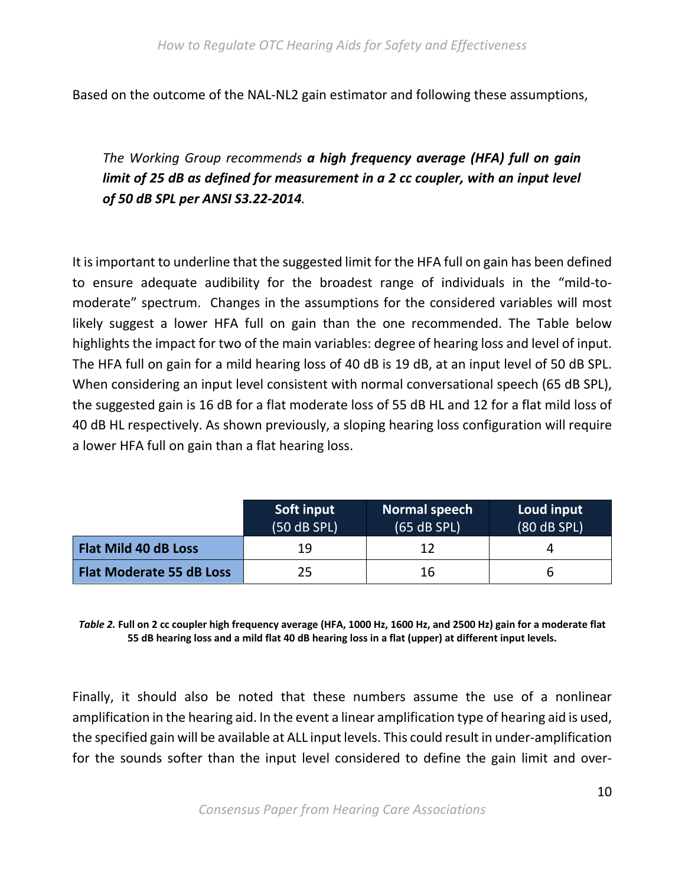Based on the outcome of the NAL-NL2 gain estimator and following these assumptions,

> *The Working Group recommends **a high frequency average (HFA) full on gain limit of 25 dB as defined for measurement in a 2 cc coupler, with an input level of 50 dB SPL per ANSI S3.22-2014**.*

It is important to underline that the suggested limit for the HFA full on gain has been defined to ensure adequate audibility for the broadest range of individuals in the "mild-to-moderate" spectrum. Changes in the assumptions for the considered variables will most likely suggest a lower HFA full on gain than the one recommended. The Table below highlights the impact for two of the main variables: degree of hearing loss and level of input. The HFA full on gain for a mild hearing loss of 40 dB is 19 dB, at an input level of 50 dB SPL. When considering an input level consistent with normal conversational speech (65 dB SPL), the suggested gain is 16 dB for a flat moderate loss of 55 dB HL and 12 for a flat mild loss of 40 dB HL respectively. As shown previously, a sloping hearing loss configuration will require a lower HFA full on gain than a flat hearing loss.

| | Soft input (50 dB SPL) | Normal speech (65 dB SPL) | Loud input (80 dB SPL) |
|---|---|---|---|
| **Flat Mild 40 dB Loss** | 19 | 12 | 4 |
| **Flat Moderate 55 dB Loss** | 25 | 16 | 6 |

***Table 2.*** **Full on 2 cc coupler high frequency average (HFA, 1000 Hz, 1600 Hz, and 2500 Hz) gain for a moderate flat 55 dB hearing loss and a mild flat 40 dB hearing loss in a flat (upper) at different input levels.**

Finally, it should also be noted that these numbers assume the use of a nonlinear amplification in the hearing aid. In the event a linear amplification type of hearing aid is used, the specified gain will be available at ALL input levels. This could result in under-amplification for the sounds softer than the input level considered to define the gain limit and over-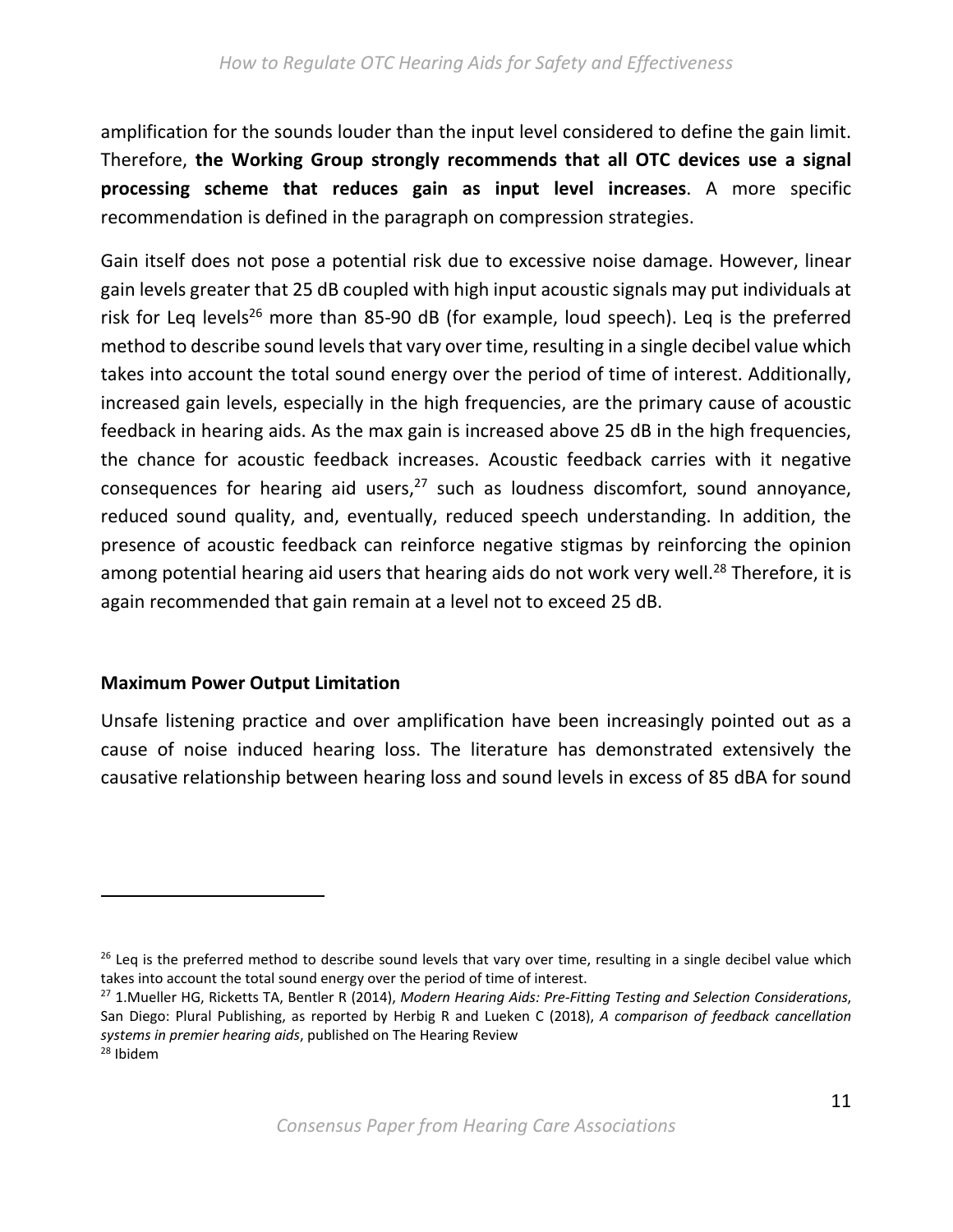amplification for the sounds louder than the input level considered to define the gain limit. Therefore, **the Working Group strongly recommends that all OTC devices use a signal processing scheme that reduces gain as input level increases**. A more specific recommendation is defined in the paragraph on compression strategies.

Gain itself does not pose a potential risk due to excessive noise damage. However, linear gain levels greater that 25 dB coupled with high input acoustic signals may put individuals at risk for Leq levels[26] more than 85-90 dB (for example, loud speech). Leq is the preferred method to describe sound levels that vary over time, resulting in a single decibel value which takes into account the total sound energy over the period of time of interest. Additionally, increased gain levels, especially in the high frequencies, are the primary cause of acoustic feedback in hearing aids. As the max gain is increased above 25 dB in the high frequencies, the chance for acoustic feedback increases. Acoustic feedback carries with it negative consequences for hearing aid users,[27] such as loudness discomfort, sound annoyance, reduced sound quality, and, eventually, reduced speech understanding. In addition, the presence of acoustic feedback can reinforce negative stigmas by reinforcing the opinion among potential hearing aid users that hearing aids do not work very well.[28] Therefore, it is again recommended that gain remain at a level not to exceed 25 dB.

**Maximum Power Output Limitation**

Unsafe listening practice and over amplification have been increasingly pointed out as a cause of noise induced hearing loss. The literature has demonstrated extensively the causative relationship between hearing loss and sound levels in excess of 85 dBA for sound

---

[26] Leq is the preferred method to describe sound levels that vary over time, resulting in a single decibel value which takes into account the total sound energy over the period of time of interest.

[27] 1.Mueller HG, Ricketts TA, Bentler R (2014), *Modern Hearing Aids: Pre-Fitting Testing and Selection Considerations*, San Diego: Plural Publishing, as reported by Herbig R and Lueken C (2018), *A comparison of feedback cancellation systems in premier hearing aids*, published on The Hearing Review

[28] Ibidem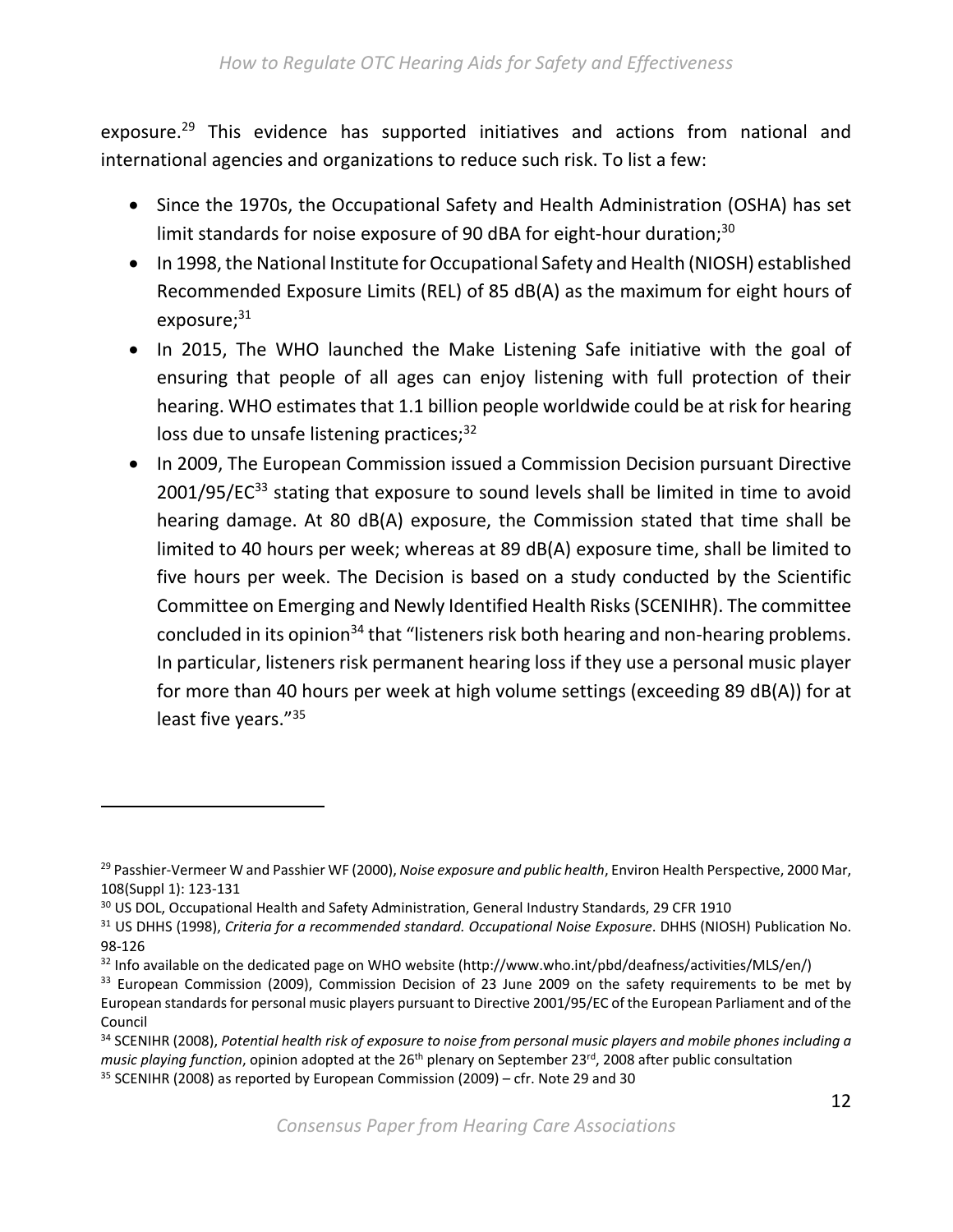exposure.[29] This evidence has supported initiatives and actions from national and international agencies and organizations to reduce such risk. To list a few:

- Since the 1970s, the Occupational Safety and Health Administration (OSHA) has set limit standards for noise exposure of 90 dBA for eight-hour duration;[30]
- In 1998, the National Institute for Occupational Safety and Health (NIOSH) established Recommended Exposure Limits (REL) of 85 dB(A) as the maximum for eight hours of exposure;[31]
- In 2015, The WHO launched the Make Listening Safe initiative with the goal of ensuring that people of all ages can enjoy listening with full protection of their hearing. WHO estimates that 1.1 billion people worldwide could be at risk for hearing loss due to unsafe listening practices;[32]
- In 2009, The European Commission issued a Commission Decision pursuant Directive 2001/95/EC[33] stating that exposure to sound levels shall be limited in time to avoid hearing damage. At 80 dB(A) exposure, the Commission stated that time shall be limited to 40 hours per week; whereas at 89 dB(A) exposure time, shall be limited to five hours per week. The Decision is based on a study conducted by the Scientific Committee on Emerging and Newly Identified Health Risks (SCENIHR). The committee concluded in its opinion[34] that "listeners risk both hearing and non-hearing problems. In particular, listeners risk permanent hearing loss if they use a personal music player for more than 40 hours per week at high volume settings (exceeding 89 dB(A)) for at least five years."[35]

---

[29] Passhier-Vermeer W and Passhier WF (2000), *Noise exposure and public health*, Environ Health Perspective, 2000 Mar, 108(Suppl 1): 123-131

[30] US DOL, Occupational Health and Safety Administration, General Industry Standards, 29 CFR 1910

[31] US DHHS (1998), *Criteria for a recommended standard. Occupational Noise Exposure*. DHHS (NIOSH) Publication No. 98-126

[32] Info available on the dedicated page on WHO website (http://www.who.int/pbd/deafness/activities/MLS/en/)

[33] European Commission (2009), Commission Decision of 23 June 2009 on the safety requirements to be met by European standards for personal music players pursuant to Directive 2001/95/EC of the European Parliament and of the Council

[34] SCENIHR (2008), *Potential health risk of exposure to noise from personal music players and mobile phones including a music playing function*, opinion adopted at the 26th plenary on September 23rd, 2008 after public consultation

[35] SCENIHR (2008) as reported by European Commission (2009) – cfr. Note 29 and 30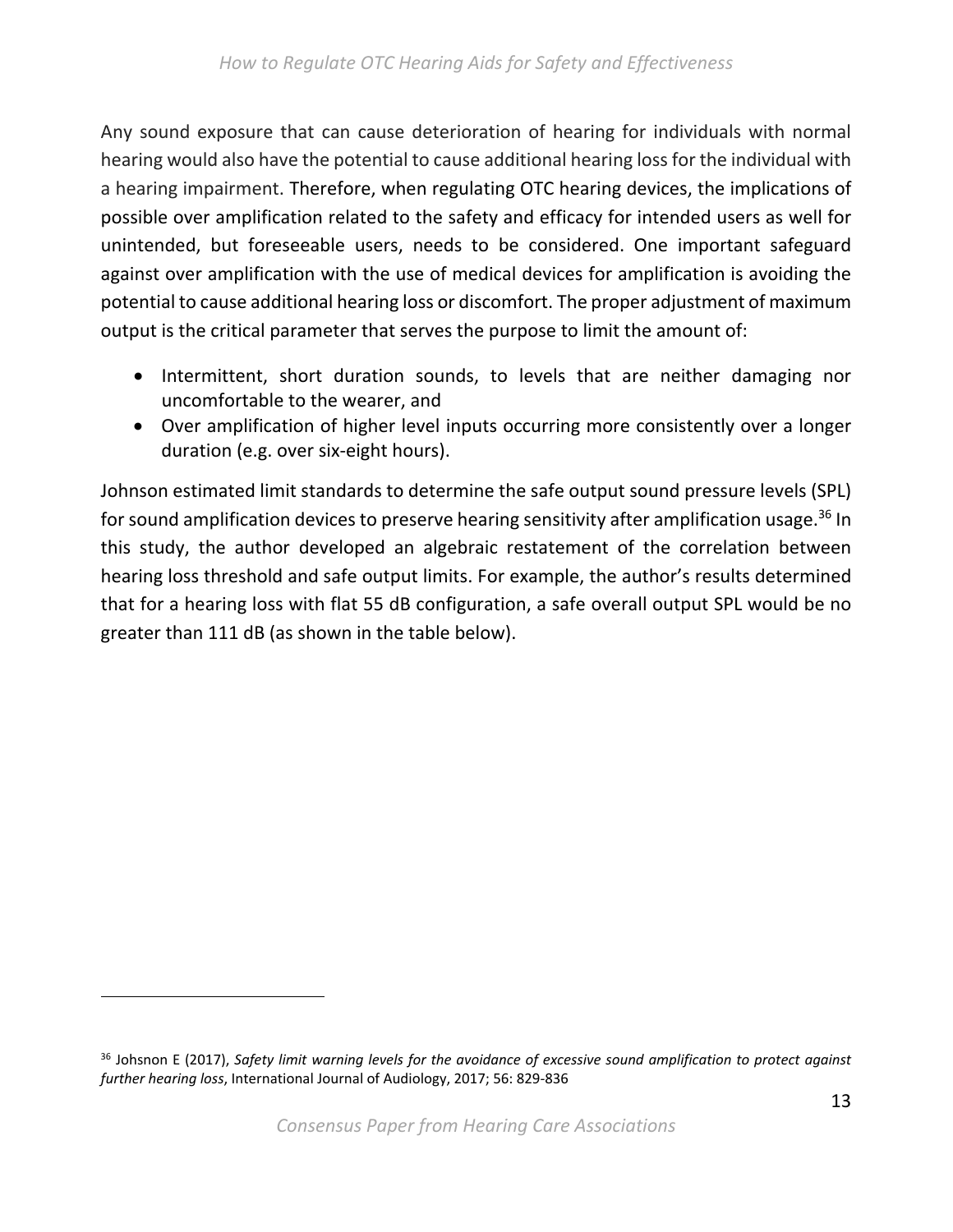Any sound exposure that can cause deterioration of hearing for individuals with normal hearing would also have the potential to cause additional hearing loss for the individual with a hearing impairment. Therefore, when regulating OTC hearing devices, the implications of possible over amplification related to the safety and efficacy for intended users as well for unintended, but foreseeable users, needs to be considered. One important safeguard against over amplification with the use of medical devices for amplification is avoiding the potential to cause additional hearing loss or discomfort. The proper adjustment of maximum output is the critical parameter that serves the purpose to limit the amount of:

- Intermittent, short duration sounds, to levels that are neither damaging nor uncomfortable to the wearer, and
- Over amplification of higher level inputs occurring more consistently over a longer duration (e.g. over six-eight hours).

Johnson estimated limit standards to determine the safe output sound pressure levels (SPL) for sound amplification devices to preserve hearing sensitivity after amplification usage.[36] In this study, the author developed an algebraic restatement of the correlation between hearing loss threshold and safe output limits. For example, the author's results determined that for a hearing loss with flat 55 dB configuration, a safe overall output SPL would be no greater than 111 dB (as shown in the table below).

[36] Johsnon E (2017), *Safety limit warning levels for the avoidance of excessive sound amplification to protect against further hearing loss*, International Journal of Audiology, 2017; 56: 829-836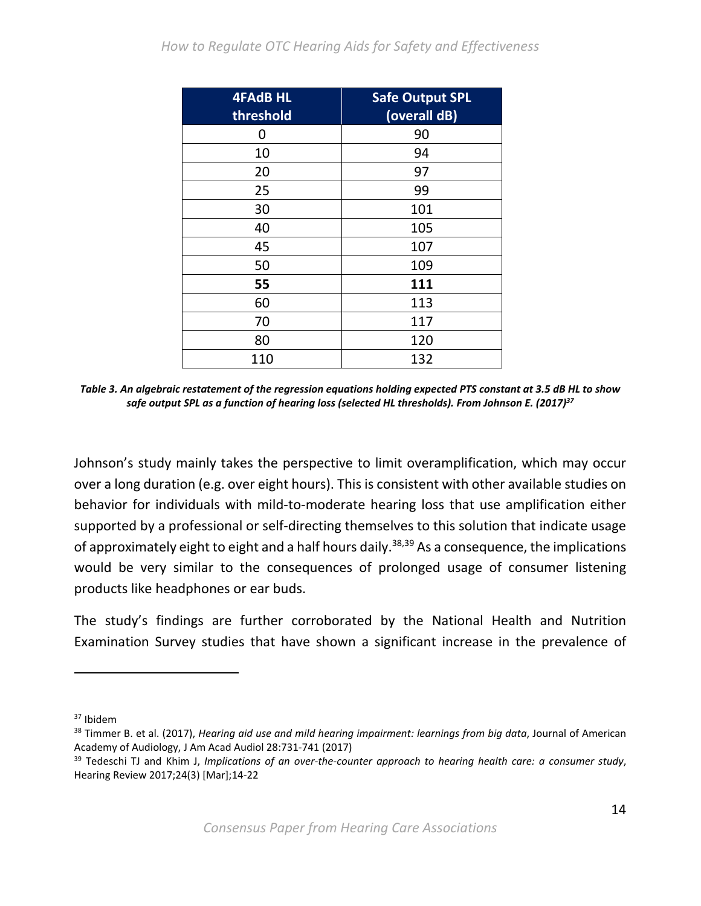| 4FAdB HL threshold | Safe Output SPL (overall dB) |
|---|---|
| 0 | 90 |
| 10 | 94 |
| 20 | 97 |
| 25 | 99 |
| 30 | 101 |
| 40 | 105 |
| 45 | 107 |
| 50 | 109 |
| **55** | **111** |
| 60 | 113 |
| 70 | 117 |
| 80 | 120 |
| 110 | 132 |

***Table 3. An algebraic restatement of the regression equations holding expected PTS constant at 3.5 dB HL to show safe output SPL as a function of hearing loss (selected HL thresholds). From Johnson E. (2017)[37]***

Johnson's study mainly takes the perspective to limit overamplification, which may occur over a long duration (e.g. over eight hours). This is consistent with other available studies on behavior for individuals with mild-to-moderate hearing loss that use amplification either supported by a professional or self-directing themselves to this solution that indicate usage of approximately eight to eight and a half hours daily.[38,39] As a consequence, the implications would be very similar to the consequences of prolonged usage of consumer listening products like headphones or ear buds.

The study's findings are further corroborated by the National Health and Nutrition Examination Survey studies that have shown a significant increase in the prevalence of

---

[37] Ibidem

[38] Timmer B. et al. (2017), *Hearing aid use and mild hearing impairment: learnings from big data*, Journal of American Academy of Audiology, J Am Acad Audiol 28:731-741 (2017)

[39] Tedeschi TJ and Khim J, *Implications of an over-the-counter approach to hearing health care: a consumer study*, Hearing Review 2017;24(3) [Mar];14-22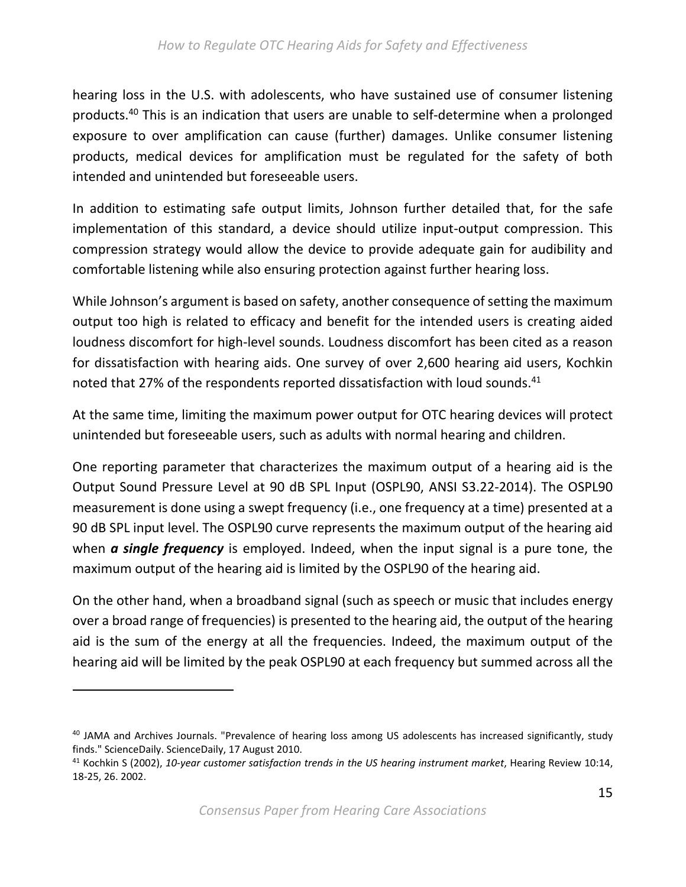hearing loss in the U.S. with adolescents, who have sustained use of consumer listening products.[40] This is an indication that users are unable to self-determine when a prolonged exposure to over amplification can cause (further) damages. Unlike consumer listening products, medical devices for amplification must be regulated for the safety of both intended and unintended but foreseeable users.

In addition to estimating safe output limits, Johnson further detailed that, for the safe implementation of this standard, a device should utilize input-output compression. This compression strategy would allow the device to provide adequate gain for audibility and comfortable listening while also ensuring protection against further hearing loss.

While Johnson's argument is based on safety, another consequence of setting the maximum output too high is related to efficacy and benefit for the intended users is creating aided loudness discomfort for high-level sounds. Loudness discomfort has been cited as a reason for dissatisfaction with hearing aids. One survey of over 2,600 hearing aid users, Kochkin noted that 27% of the respondents reported dissatisfaction with loud sounds.[41]

At the same time, limiting the maximum power output for OTC hearing devices will protect unintended but foreseeable users, such as adults with normal hearing and children.

One reporting parameter that characterizes the maximum output of a hearing aid is the Output Sound Pressure Level at 90 dB SPL Input (OSPL90, ANSI S3.22-2014). The OSPL90 measurement is done using a swept frequency (i.e., one frequency at a time) presented at a 90 dB SPL input level. The OSPL90 curve represents the maximum output of the hearing aid when ***a single frequency*** is employed. Indeed, when the input signal is a pure tone, the maximum output of the hearing aid is limited by the OSPL90 of the hearing aid.

On the other hand, when a broadband signal (such as speech or music that includes energy over a broad range of frequencies) is presented to the hearing aid, the output of the hearing aid is the sum of the energy at all the frequencies. Indeed, the maximum output of the hearing aid will be limited by the peak OSPL90 at each frequency but summed across all the

---

[40] JAMA and Archives Journals. "Prevalence of hearing loss among US adolescents has increased significantly, study finds." ScienceDaily. ScienceDaily, 17 August 2010.

[41] Kochkin S (2002), *10-year customer satisfaction trends in the US hearing instrument market*, Hearing Review 10:14, 18-25, 26. 2002.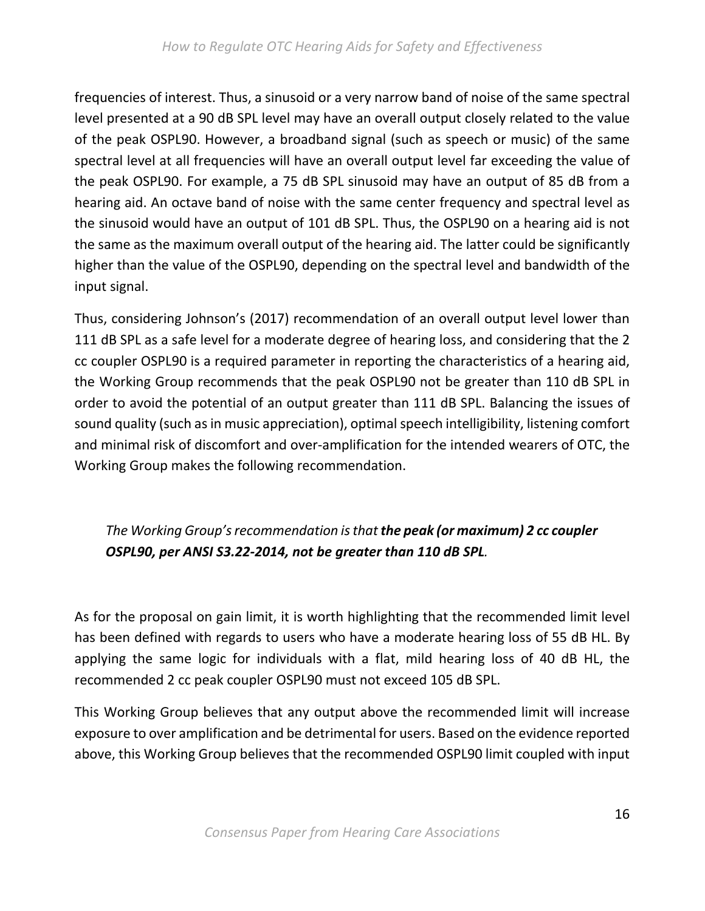frequencies of interest. Thus, a sinusoid or a very narrow band of noise of the same spectral level presented at a 90 dB SPL level may have an overall output closely related to the value of the peak OSPL90. However, a broadband signal (such as speech or music) of the same spectral level at all frequencies will have an overall output level far exceeding the value of the peak OSPL90. For example, a 75 dB SPL sinusoid may have an output of 85 dB from a hearing aid. An octave band of noise with the same center frequency and spectral level as the sinusoid would have an output of 101 dB SPL. Thus, the OSPL90 on a hearing aid is not the same as the maximum overall output of the hearing aid. The latter could be significantly higher than the value of the OSPL90, depending on the spectral level and bandwidth of the input signal.

Thus, considering Johnson's (2017) recommendation of an overall output level lower than 111 dB SPL as a safe level for a moderate degree of hearing loss, and considering that the 2 cc coupler OSPL90 is a required parameter in reporting the characteristics of a hearing aid, the Working Group recommends that the peak OSPL90 not be greater than 110 dB SPL in order to avoid the potential of an output greater than 111 dB SPL. Balancing the issues of sound quality (such as in music appreciation), optimal speech intelligibility, listening comfort and minimal risk of discomfort and over-amplification for the intended wearers of OTC, the Working Group makes the following recommendation.

*The Working Group's recommendation is that* ***the peak (or maximum) 2 cc coupler OSPL90, per ANSI S3.22-2014, not be greater than 110 dB SPL****.*

As for the proposal on gain limit, it is worth highlighting that the recommended limit level has been defined with regards to users who have a moderate hearing loss of 55 dB HL. By applying the same logic for individuals with a flat, mild hearing loss of 40 dB HL, the recommended 2 cc peak coupler OSPL90 must not exceed 105 dB SPL.

This Working Group believes that any output above the recommended limit will increase exposure to over amplification and be detrimental for users. Based on the evidence reported above, this Working Group believes that the recommended OSPL90 limit coupled with input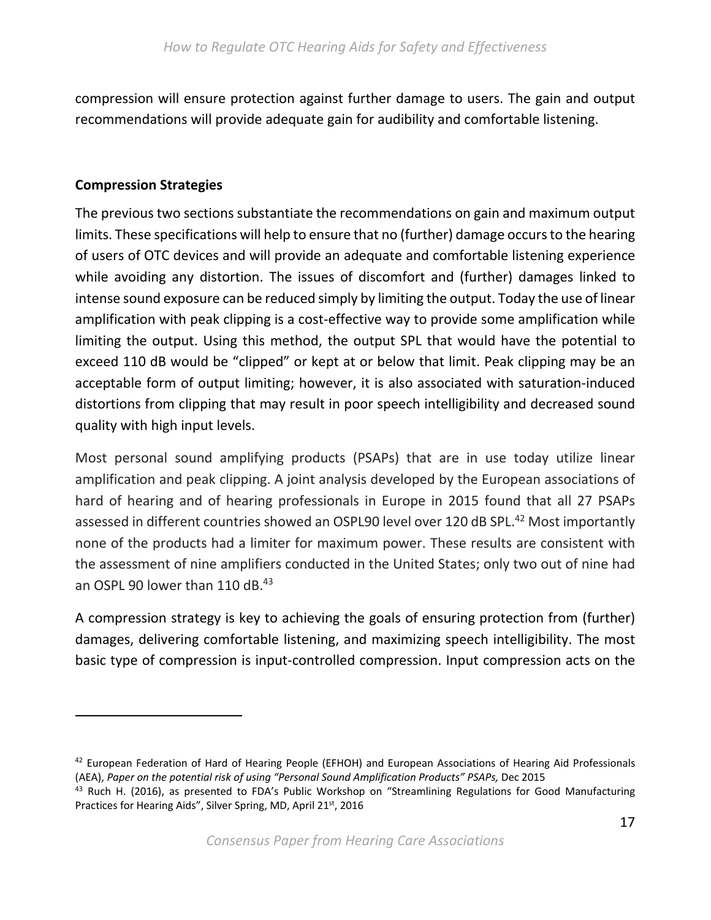compression will ensure protection against further damage to users. The gain and output recommendations will provide adequate gain for audibility and comfortable listening.

**Compression Strategies**

The previous two sections substantiate the recommendations on gain and maximum output limits. These specifications will help to ensure that no (further) damage occurs to the hearing of users of OTC devices and will provide an adequate and comfortable listening experience while avoiding any distortion. The issues of discomfort and (further) damages linked to intense sound exposure can be reduced simply by limiting the output. Today the use of linear amplification with peak clipping is a cost-effective way to provide some amplification while limiting the output. Using this method, the output SPL that would have the potential to exceed 110 dB would be "clipped" or kept at or below that limit. Peak clipping may be an acceptable form of output limiting; however, it is also associated with saturation-induced distortions from clipping that may result in poor speech intelligibility and decreased sound quality with high input levels.

Most personal sound amplifying products (PSAPs) that are in use today utilize linear amplification and peak clipping. A joint analysis developed by the European associations of hard of hearing and of hearing professionals in Europe in 2015 found that all 27 PSAPs assessed in different countries showed an OSPL90 level over 120 dB SPL.[42] Most importantly none of the products had a limiter for maximum power. These results are consistent with the assessment of nine amplifiers conducted in the United States; only two out of nine had an OSPL 90 lower than 110 dB.[43]

A compression strategy is key to achieving the goals of ensuring protection from (further) damages, delivering comfortable listening, and maximizing speech intelligibility. The most basic type of compression is input-controlled compression. Input compression acts on the

---

[42] European Federation of Hard of Hearing People (EFHOH) and European Associations of Hearing Aid Professionals (AEA), *Paper on the potential risk of using "Personal Sound Amplification Products" PSAPs,* Dec 2015

[43] Ruch H. (2016), as presented to FDA's Public Workshop on "Streamlining Regulations for Good Manufacturing Practices for Hearing Aids", Silver Spring, MD, April 21st, 2016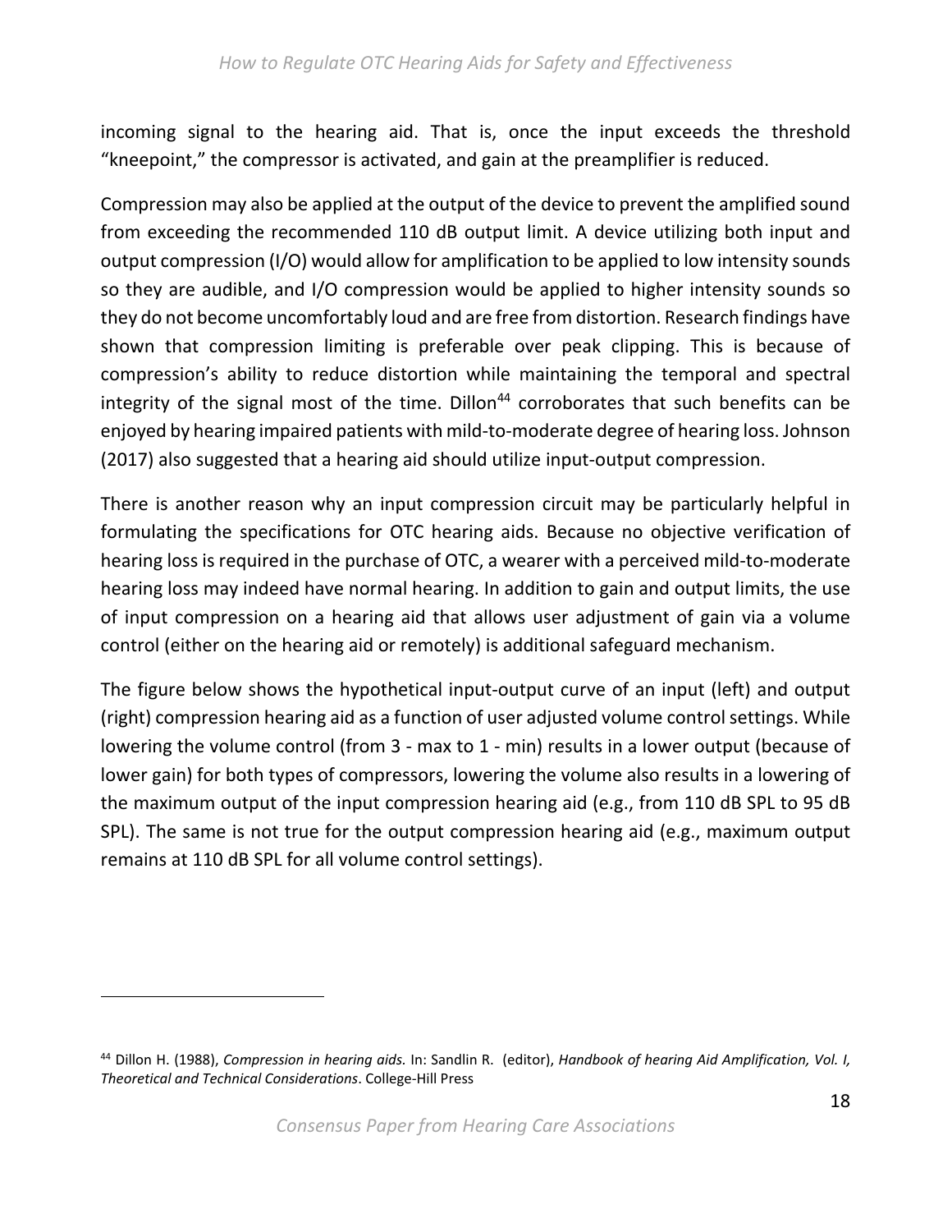incoming signal to the hearing aid. That is, once the input exceeds the threshold "kneepoint," the compressor is activated, and gain at the preamplifier is reduced.

Compression may also be applied at the output of the device to prevent the amplified sound from exceeding the recommended 110 dB output limit. A device utilizing both input and output compression (I/O) would allow for amplification to be applied to low intensity sounds so they are audible, and I/O compression would be applied to higher intensity sounds so they do not become uncomfortably loud and are free from distortion. Research findings have shown that compression limiting is preferable over peak clipping. This is because of compression's ability to reduce distortion while maintaining the temporal and spectral integrity of the signal most of the time. Dillon[44] corroborates that such benefits can be enjoyed by hearing impaired patients with mild-to-moderate degree of hearing loss. Johnson (2017) also suggested that a hearing aid should utilize input-output compression.

There is another reason why an input compression circuit may be particularly helpful in formulating the specifications for OTC hearing aids. Because no objective verification of hearing loss is required in the purchase of OTC, a wearer with a perceived mild-to-moderate hearing loss may indeed have normal hearing. In addition to gain and output limits, the use of input compression on a hearing aid that allows user adjustment of gain via a volume control (either on the hearing aid or remotely) is additional safeguard mechanism.

The figure below shows the hypothetical input-output curve of an input (left) and output (right) compression hearing aid as a function of user adjusted volume control settings. While lowering the volume control (from 3 - max to 1 - min) results in a lower output (because of lower gain) for both types of compressors, lowering the volume also results in a lowering of the maximum output of the input compression hearing aid (e.g., from 110 dB SPL to 95 dB SPL). The same is not true for the output compression hearing aid (e.g., maximum output remains at 110 dB SPL for all volume control settings).

---

[44] Dillon H. (1988), *Compression in hearing aids.* In: Sandlin R. (editor), *Handbook of hearing Aid Amplification, Vol. I, Theoretical and Technical Considerations*. College-Hill Press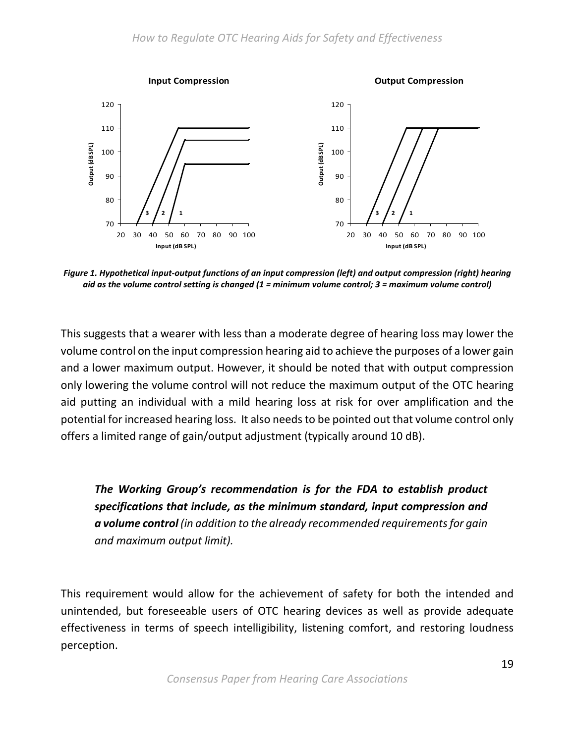**Input Compression**

120
110
100
90
80
70
20 30 40 50 60 70 80 90 100
Output (dB SPL)
Input (dB SPL)
3 2 1

**Output Compression**

120
110
100
90
80
70
20 30 40 50 60 70 80 90 100
Output (dB SPL)
Input (dB SPL)
3 2 1

***Figure 1. Hypothetical input-output functions of an input compression (left) and output compression (right) hearing aid as the volume control setting is changed (1 = minimum volume control; 3 = maximum volume control)***

This suggests that a wearer with less than a moderate degree of hearing loss may lower the volume control on the input compression hearing aid to achieve the purposes of a lower gain and a lower maximum output. However, it should be noted that with output compression only lowering the volume control will not reduce the maximum output of the OTC hearing aid putting an individual with a mild hearing loss at risk for over amplification and the potential for increased hearing loss. It also needs to be pointed out that volume control only offers a limited range of gain/output adjustment (typically around 10 dB).

> ***The Working Group's recommendation is for the FDA to establish product specifications that include, as the minimum standard, input compression and a volume control*** *(in addition to the already recommended requirements for gain and maximum output limit).*

This requirement would allow for the achievement of safety for both the intended and unintended, but foreseeable users of OTC hearing devices as well as provide adequate effectiveness in terms of speech intelligibility, listening comfort, and restoring loudness perception.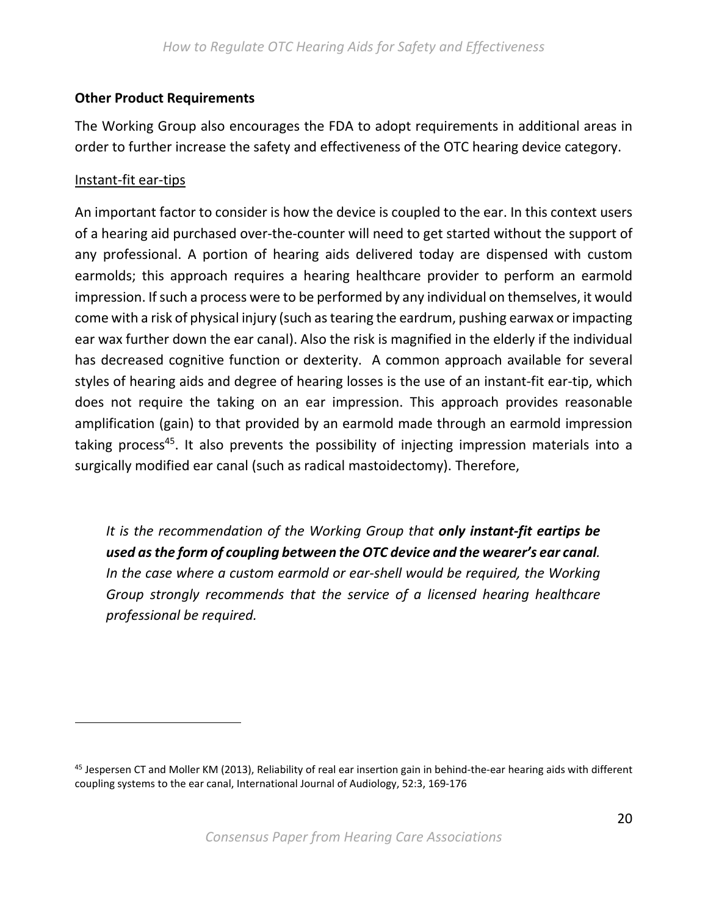## Other Product Requirements

The Working Group also encourages the FDA to adopt requirements in additional areas in order to further increase the safety and effectiveness of the OTC hearing device category.

### Instant-fit ear-tips

An important factor to consider is how the device is coupled to the ear. In this context users of a hearing aid purchased over-the-counter will need to get started without the support of any professional. A portion of hearing aids delivered today are dispensed with custom earmolds; this approach requires a hearing healthcare provider to perform an earmold impression. If such a process were to be performed by any individual on themselves, it would come with a risk of physical injury (such as tearing the eardrum, pushing earwax or impacting ear wax further down the ear canal). Also the risk is magnified in the elderly if the individual has decreased cognitive function or dexterity. A common approach available for several styles of hearing aids and degree of hearing losses is the use of an instant-fit ear-tip, which does not require the taking on an ear impression. This approach provides reasonable amplification (gain) to that provided by an earmold made through an earmold impression taking process[45]. It also prevents the possibility of injecting impression materials into a surgically modified ear canal (such as radical mastoidectomy). Therefore,

> *It is the recommendation of the Working Group that **only instant-fit eartips be used as the form of coupling between the OTC device and the wearer's ear canal**. In the case where a custom earmold or ear-shell would be required, the Working Group strongly recommends that the service of a licensed hearing healthcare professional be required.*

---

[45] Jespersen CT and Moller KM (2013), Reliability of real ear insertion gain in behind-the-ear hearing aids with different coupling systems to the ear canal, International Journal of Audiology, 52:3, 169-176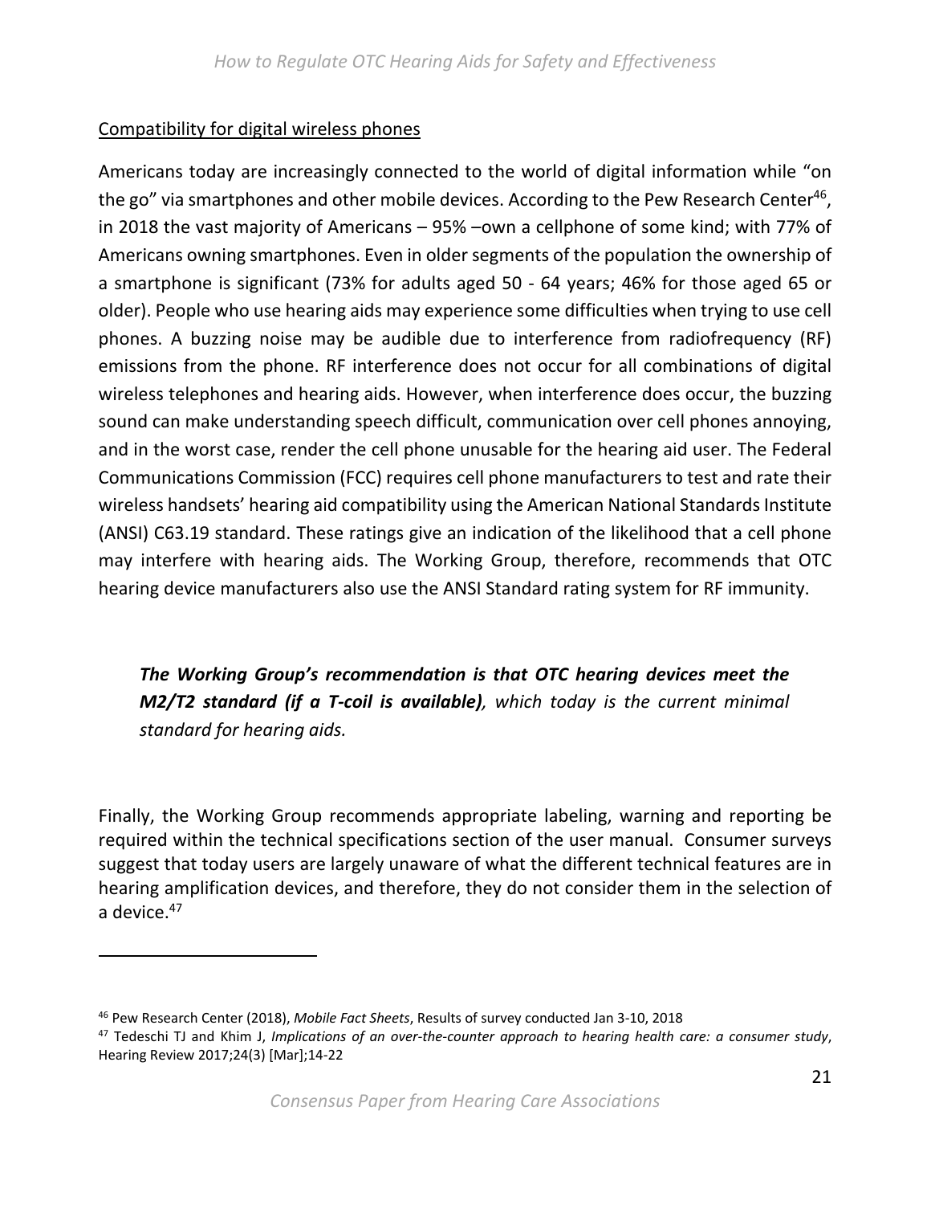Compatibility for digital wireless phones

Americans today are increasingly connected to the world of digital information while "on the go" via smartphones and other mobile devices. According to the Pew Research Center[46], in 2018 the vast majority of Americans – 95% –own a cellphone of some kind; with 77% of Americans owning smartphones. Even in older segments of the population the ownership of a smartphone is significant (73% for adults aged 50 - 64 years; 46% for those aged 65 or older). People who use hearing aids may experience some difficulties when trying to use cell phones. A buzzing noise may be audible due to interference from radiofrequency (RF) emissions from the phone. RF interference does not occur for all combinations of digital wireless telephones and hearing aids. However, when interference does occur, the buzzing sound can make understanding speech difficult, communication over cell phones annoying, and in the worst case, render the cell phone unusable for the hearing aid user. The Federal Communications Commission (FCC) requires cell phone manufacturers to test and rate their wireless handsets' hearing aid compatibility using the American National Standards Institute (ANSI) C63.19 standard. These ratings give an indication of the likelihood that a cell phone may interfere with hearing aids. The Working Group, therefore, recommends that OTC hearing device manufacturers also use the ANSI Standard rating system for RF immunity.

> ***The Working Group's recommendation is that OTC hearing devices meet the M2/T2 standard (if a T-coil is available)****, which today is the current minimal standard for hearing aids.*

Finally, the Working Group recommends appropriate labeling, warning and reporting be required within the technical specifications section of the user manual. Consumer surveys suggest that today users are largely unaware of what the different technical features are in hearing amplification devices, and therefore, they do not consider them in the selection of a device.[47]

---

[46] Pew Research Center (2018), *Mobile Fact Sheets*, Results of survey conducted Jan 3-10, 2018

[47] Tedeschi TJ and Khim J, *Implications of an over-the-counter approach to hearing health care: a consumer study*, Hearing Review 2017;24(3) [Mar];14-22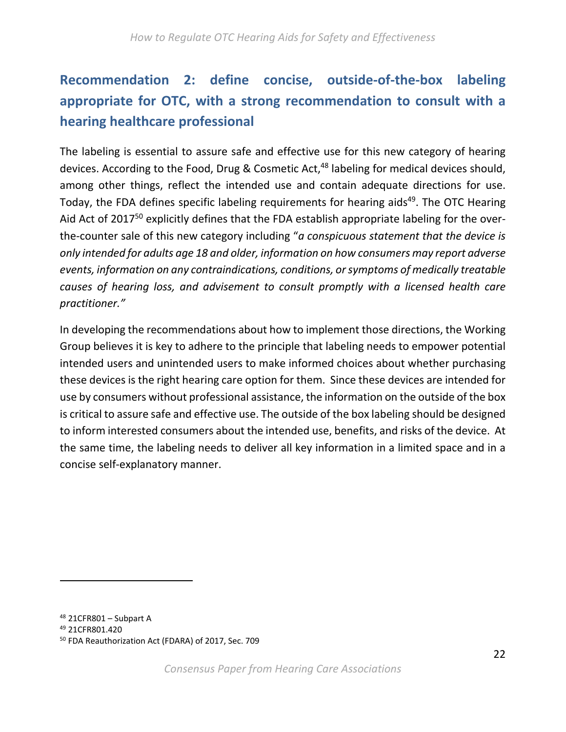## Recommendation 2: define concise, outside-of-the-box labeling appropriate for OTC, with a strong recommendation to consult with a hearing healthcare professional

The labeling is essential to assure safe and effective use for this new category of hearing devices. According to the Food, Drug & Cosmetic Act,[48] labeling for medical devices should, among other things, reflect the intended use and contain adequate directions for use. Today, the FDA defines specific labeling requirements for hearing aids[49]. The OTC Hearing Aid Act of 2017[50] explicitly defines that the FDA establish appropriate labeling for the over-the-counter sale of this new category including "*a conspicuous statement that the device is only intended for adults age 18 and older, information on how consumers may report adverse events, information on any contraindications, conditions, or symptoms of medically treatable causes of hearing loss, and advisement to consult promptly with a licensed health care practitioner.*"

In developing the recommendations about how to implement those directions, the Working Group believes it is key to adhere to the principle that labeling needs to empower potential intended users and unintended users to make informed choices about whether purchasing these devices is the right hearing care option for them. Since these devices are intended for use by consumers without professional assistance, the information on the outside of the box is critical to assure safe and effective use. The outside of the box labeling should be designed to inform interested consumers about the intended use, benefits, and risks of the device. At the same time, the labeling needs to deliver all key information in a limited space and in a concise self-explanatory manner.

[48] 21CFR801 – Subpart A

[49] 21CFR801.420

[50] FDA Reauthorization Act (FDARA) of 2017, Sec. 709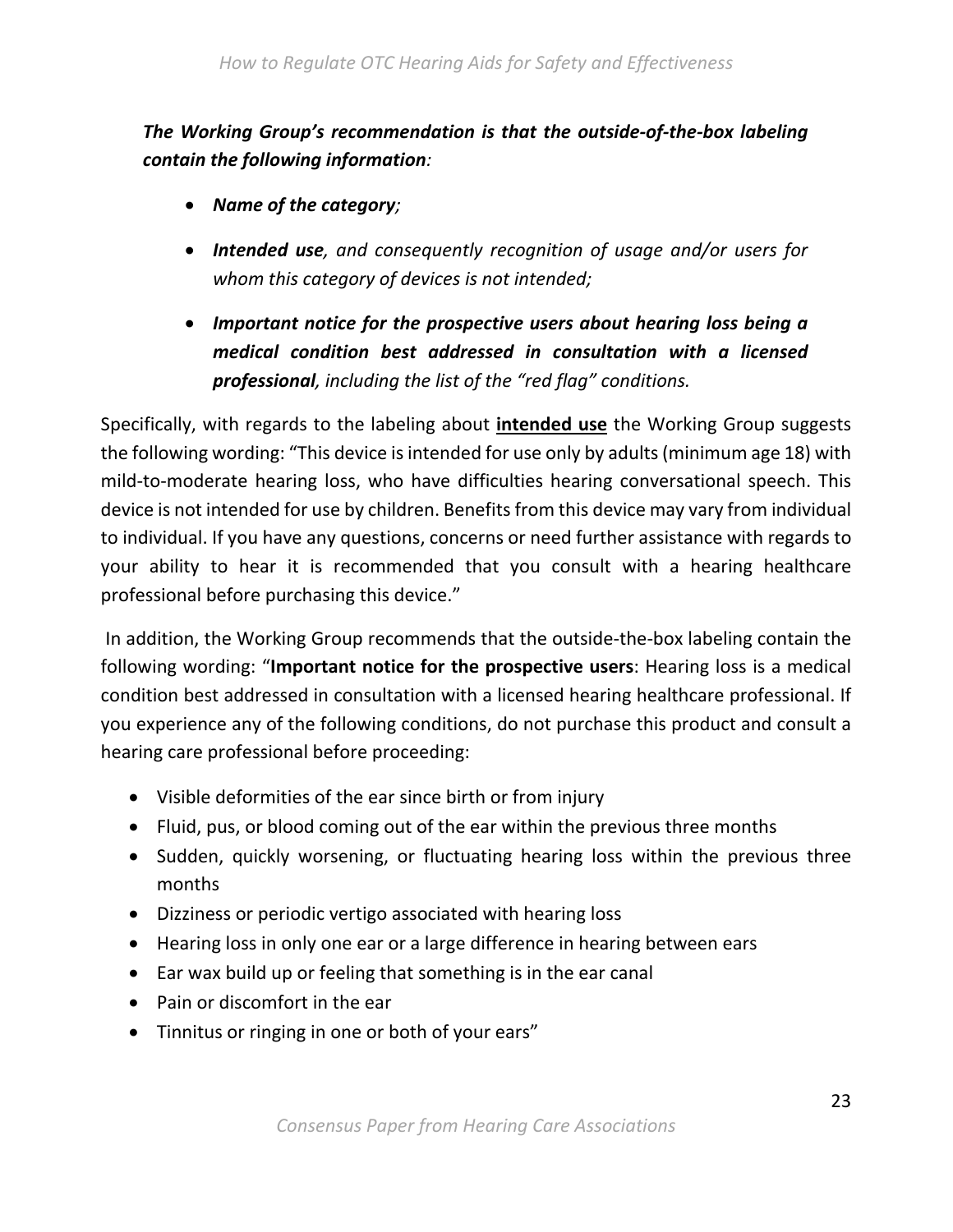***The Working Group's recommendation is that the outside-of-the-box labeling contain the following information:***

- ***Name of the category;***
- ***Intended use**, and consequently recognition of usage and/or users for whom this category of devices is not intended;*
- ***Important notice for the prospective users about hearing loss being a medical condition best addressed in consultation with a licensed professional**, including the list of the "red flag" conditions.*

Specifically, with regards to the labeling about **intended use** the Working Group suggests the following wording: "This device is intended for use only by adults (minimum age 18) with mild-to-moderate hearing loss, who have difficulties hearing conversational speech. This device is not intended for use by children. Benefits from this device may vary from individual to individual. If you have any questions, concerns or need further assistance with regards to your ability to hear it is recommended that you consult with a hearing healthcare professional before purchasing this device."

In addition, the Working Group recommends that the outside-the-box labeling contain the following wording: "**Important notice for the prospective users**: Hearing loss is a medical condition best addressed in consultation with a licensed hearing healthcare professional. If you experience any of the following conditions, do not purchase this product and consult a hearing care professional before proceeding:

- Visible deformities of the ear since birth or from injury
- Fluid, pus, or blood coming out of the ear within the previous three months
- Sudden, quickly worsening, or fluctuating hearing loss within the previous three months
- Dizziness or periodic vertigo associated with hearing loss
- Hearing loss in only one ear or a large difference in hearing between ears
- Ear wax build up or feeling that something is in the ear canal
- Pain or discomfort in the ear
- Tinnitus or ringing in one or both of your ears"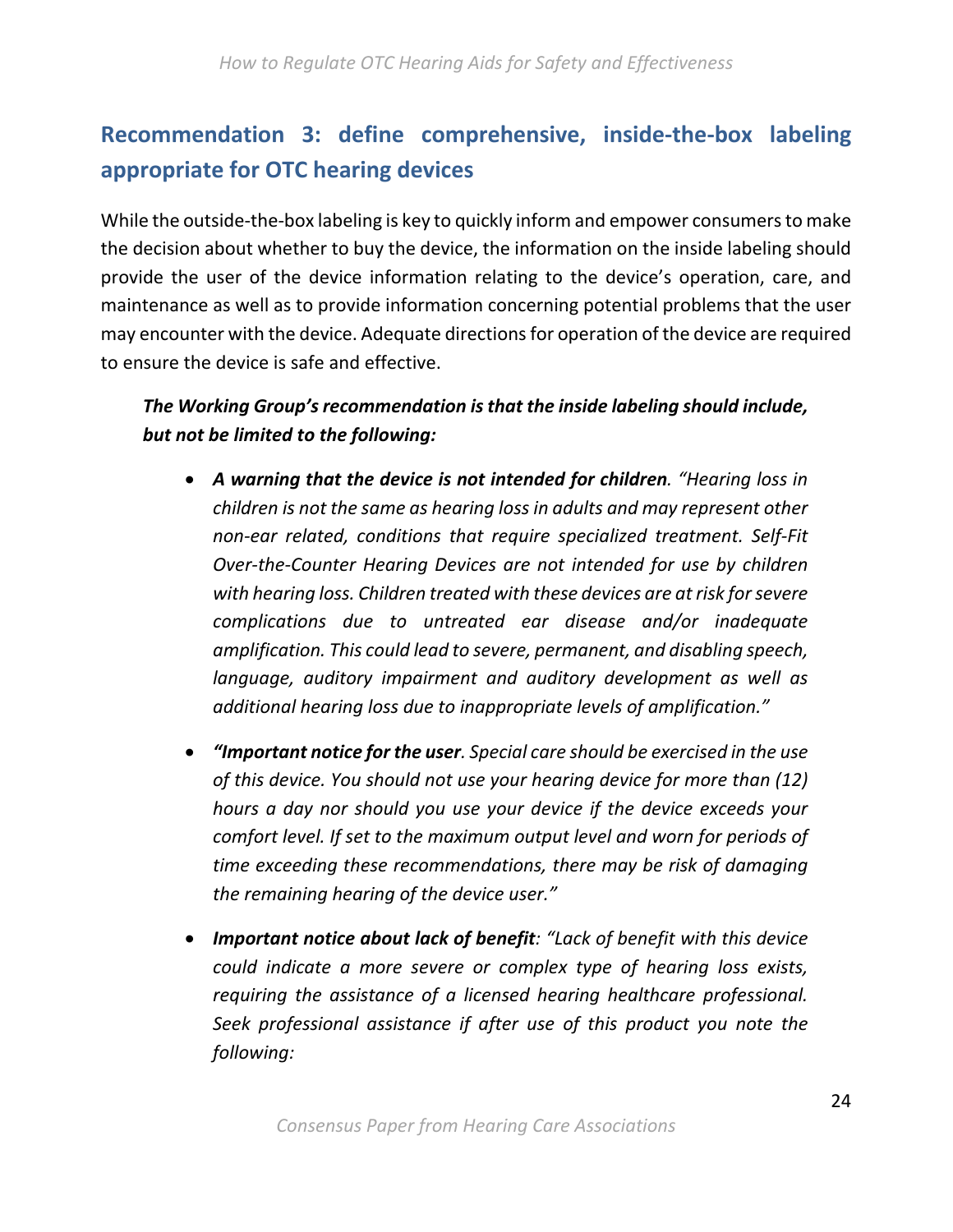## Recommendation 3: define comprehensive, inside-the-box labeling appropriate for OTC hearing devices

While the outside-the-box labeling is key to quickly inform and empower consumers to make the decision about whether to buy the device, the information on the inside labeling should provide the user of the device information relating to the device's operation, care, and maintenance as well as to provide information concerning potential problems that the user may encounter with the device. Adequate directions for operation of the device are required to ensure the device is safe and effective.

***The Working Group's recommendation is that the inside labeling should include, but not be limited to the following:***

- ***A warning that the device is not intended for children****. "Hearing loss in children is not the same as hearing loss in adults and may represent other non-ear related, conditions that require specialized treatment. Self-Fit Over-the-Counter Hearing Devices are not intended for use by children with hearing loss. Children treated with these devices are at risk for severe complications due to untreated ear disease and/or inadequate amplification. This could lead to severe, permanent, and disabling speech, language, auditory impairment and auditory development as well as additional hearing loss due to inappropriate levels of amplification."*
- ***"Important notice for the user****. Special care should be exercised in the use of this device. You should not use your hearing device for more than (12) hours a day nor should you use your device if the device exceeds your comfort level. If set to the maximum output level and worn for periods of time exceeding these recommendations, there may be risk of damaging the remaining hearing of the device user."*
- ***Important notice about lack of benefit****: "Lack of benefit with this device could indicate a more severe or complex type of hearing loss exists, requiring the assistance of a licensed hearing healthcare professional. Seek professional assistance if after use of this product you note the following:*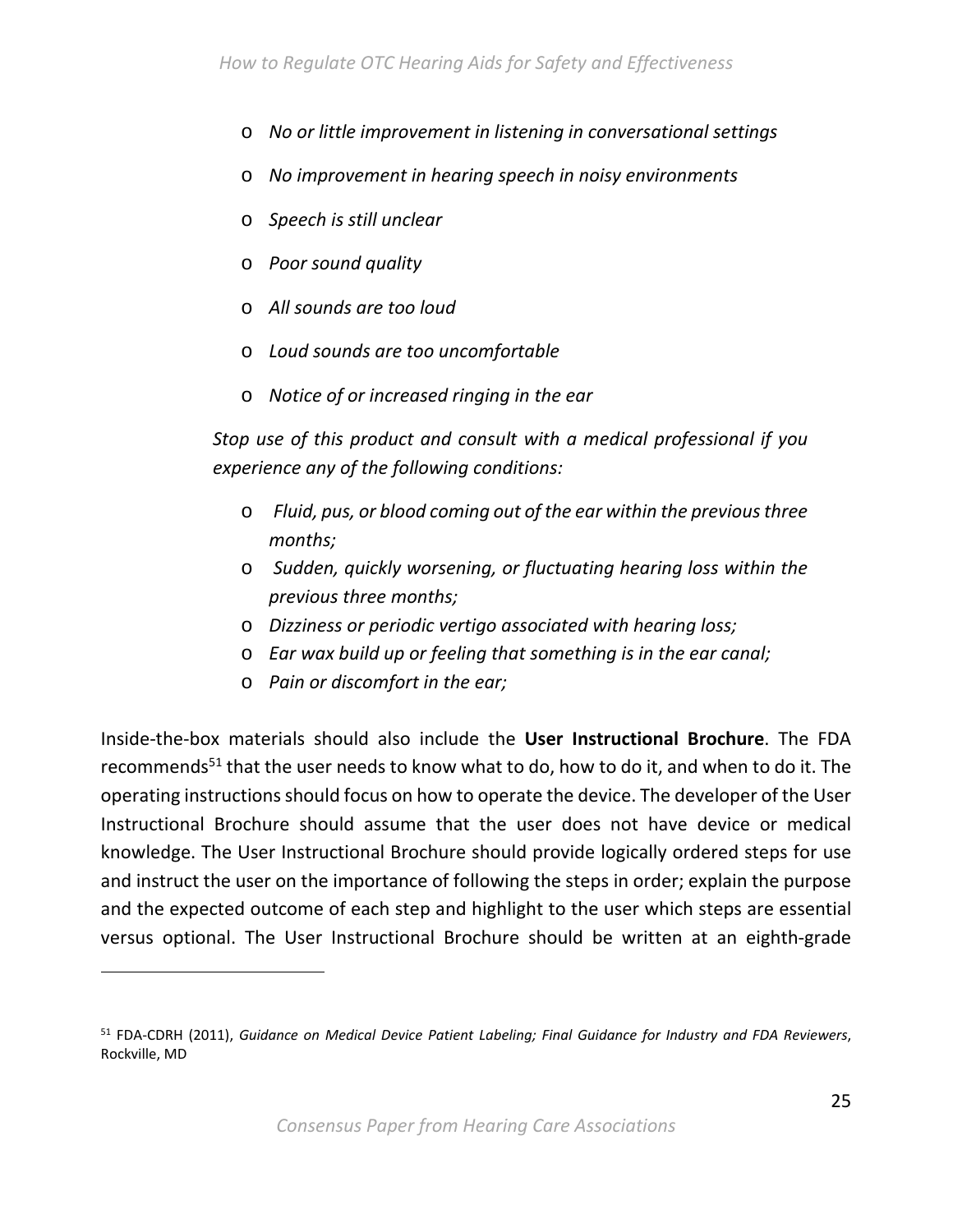- *No or little improvement in listening in conversational settings*
- *No improvement in hearing speech in noisy environments*
- *Speech is still unclear*
- *Poor sound quality*
- *All sounds are too loud*
- *Loud sounds are too uncomfortable*
- *Notice of or increased ringing in the ear*

*Stop use of this product and consult with a medical professional if you experience any of the following conditions:*

- *Fluid, pus, or blood coming out of the ear within the previous three months;*
- *Sudden, quickly worsening, or fluctuating hearing loss within the previous three months;*
- *Dizziness or periodic vertigo associated with hearing loss;*
- *Ear wax build up or feeling that something is in the ear canal;*
- *Pain or discomfort in the ear;*

Inside-the-box materials should also include the **User Instructional Brochure**. The FDA recommends[51] that the user needs to know what to do, how to do it, and when to do it. The operating instructions should focus on how to operate the device. The developer of the User Instructional Brochure should assume that the user does not have device or medical knowledge. The User Instructional Brochure should provide logically ordered steps for use and instruct the user on the importance of following the steps in order; explain the purpose and the expected outcome of each step and highlight to the user which steps are essential versus optional. The User Instructional Brochure should be written at an eighth-grade

[51] FDA-CDRH (2011), *Guidance on Medical Device Patient Labeling; Final Guidance for Industry and FDA Reviewers*, Rockville, MD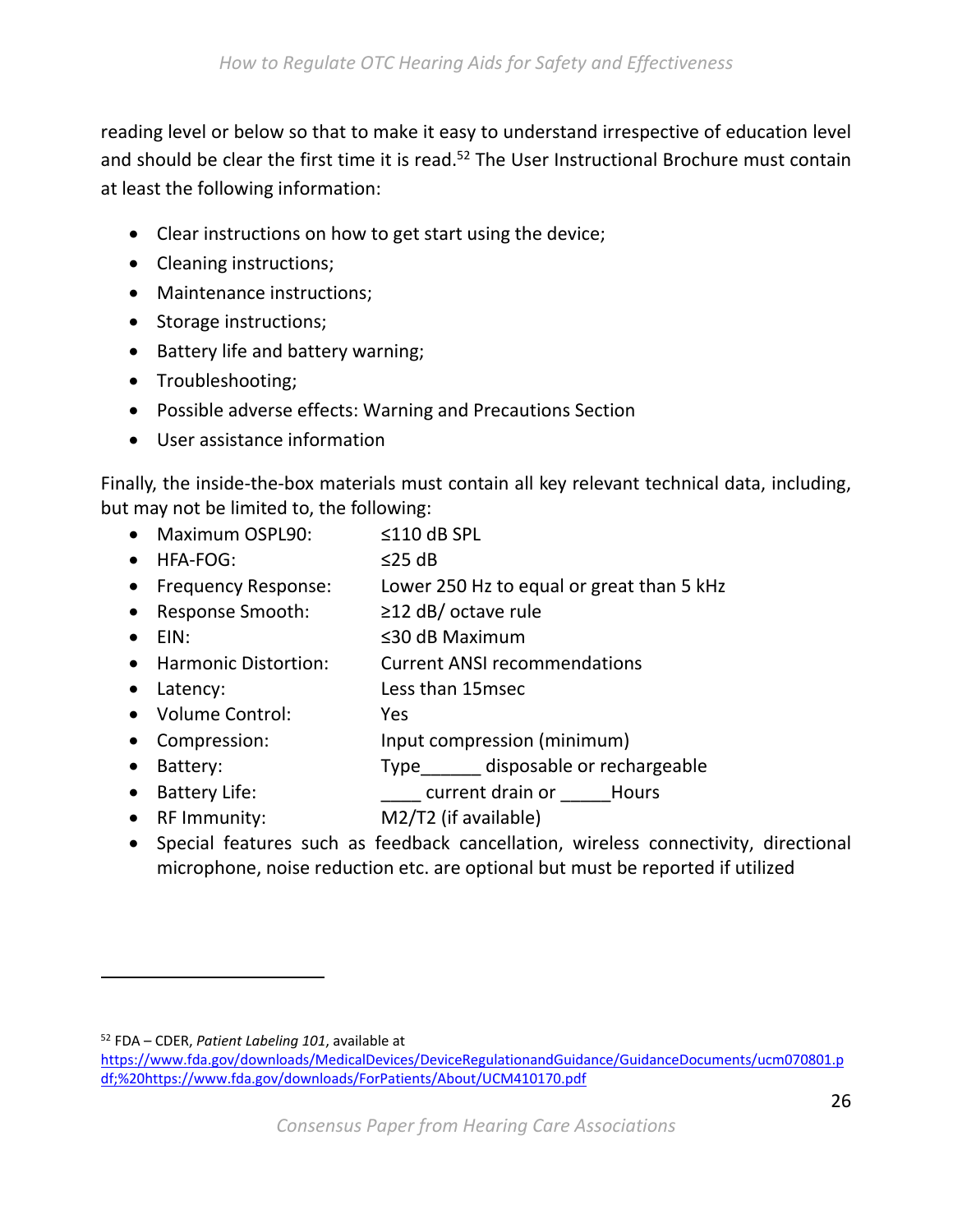reading level or below so that to make it easy to understand irrespective of education level and should be clear the first time it is read.[52] The User Instructional Brochure must contain at least the following information:

- Clear instructions on how to get start using the device;
- Cleaning instructions;
- Maintenance instructions;
- Storage instructions;
- Battery life and battery warning;
- Troubleshooting;
- Possible adverse effects: Warning and Precautions Section
- User assistance information

Finally, the inside-the-box materials must contain all key relevant technical data, including, but may not be limited to, the following:

- Maximum OSPL90: ≤110 dB SPL
- HFA-FOG: ≤25 dB
- Frequency Response: Lower 250 Hz to equal or great than 5 kHz
- Response Smooth: ≥12 dB/ octave rule
- EIN: ≤30 dB Maximum
- Harmonic Distortion: Current ANSI recommendations
- Latency: Less than 15msec
- Volume Control: Yes
- Compression: Input compression (minimum)
- Battery: Type______ disposable or rechargeable
- Battery Life: ____ current drain or _____Hours
- RF Immunity: M2/T2 (if available)
- Special features such as feedback cancellation, wireless connectivity, directional microphone, noise reduction etc. are optional but must be reported if utilized

---

[52] FDA – CDER, *Patient Labeling 101*, available at https://www.fda.gov/downloads/MedicalDevices/DeviceRegulationandGuidance/GuidanceDocuments/ucm070801.pdf;%20https://www.fda.gov/downloads/ForPatients/About/UCM410170.pdf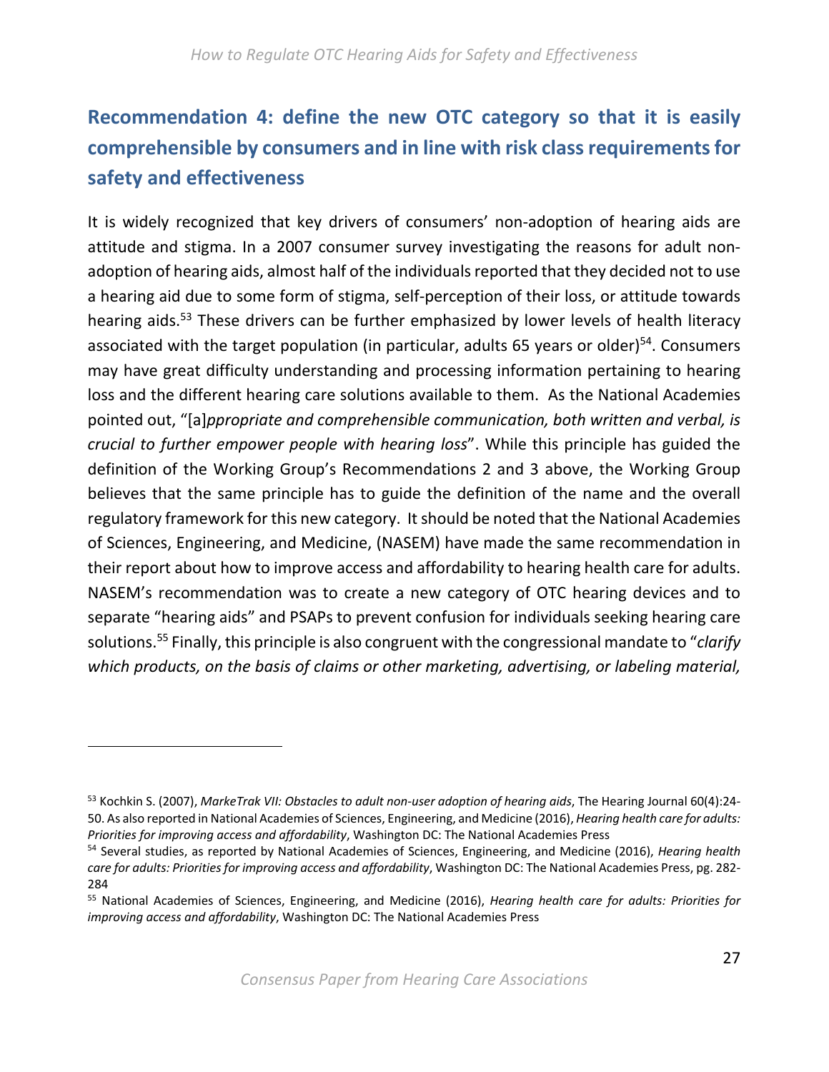## Recommendation 4: define the new OTC category so that it is easily comprehensible by consumers and in line with risk class requirements for safety and effectiveness

It is widely recognized that key drivers of consumers' non-adoption of hearing aids are attitude and stigma. In a 2007 consumer survey investigating the reasons for adult non-adoption of hearing aids, almost half of the individuals reported that they decided not to use a hearing aid due to some form of stigma, self-perception of their loss, or attitude towards hearing aids.[53] These drivers can be further emphasized by lower levels of health literacy associated with the target population (in particular, adults 65 years or older)[54]. Consumers may have great difficulty understanding and processing information pertaining to hearing loss and the different hearing care solutions available to them. As the National Academies pointed out, "[a]*ppropriate and comprehensible communication, both written and verbal, is crucial to further empower people with hearing loss*". While this principle has guided the definition of the Working Group's Recommendations 2 and 3 above, the Working Group believes that the same principle has to guide the definition of the name and the overall regulatory framework for this new category. It should be noted that the National Academies of Sciences, Engineering, and Medicine, (NASEM) have made the same recommendation in their report about how to improve access and affordability to hearing health care for adults. NASEM's recommendation was to create a new category of OTC hearing devices and to separate "hearing aids" and PSAPs to prevent confusion for individuals seeking hearing care solutions.[55] Finally, this principle is also congruent with the congressional mandate to "*clarify which products, on the basis of claims or other marketing, advertising, or labeling material,*

---

[53] Kochkin S. (2007), *MarkeTrak VII: Obstacles to adult non-user adoption of hearing aids*, The Hearing Journal 60(4):24-50. As also reported in National Academies of Sciences, Engineering, and Medicine (2016), *Hearing health care for adults: Priorities for improving access and affordability*, Washington DC: The National Academies Press

[54] Several studies, as reported by National Academies of Sciences, Engineering, and Medicine (2016), *Hearing health care for adults: Priorities for improving access and affordability*, Washington DC: The National Academies Press, pg. 282-284

[55] National Academies of Sciences, Engineering, and Medicine (2016), *Hearing health care for adults: Priorities for improving access and affordability*, Washington DC: The National Academies Press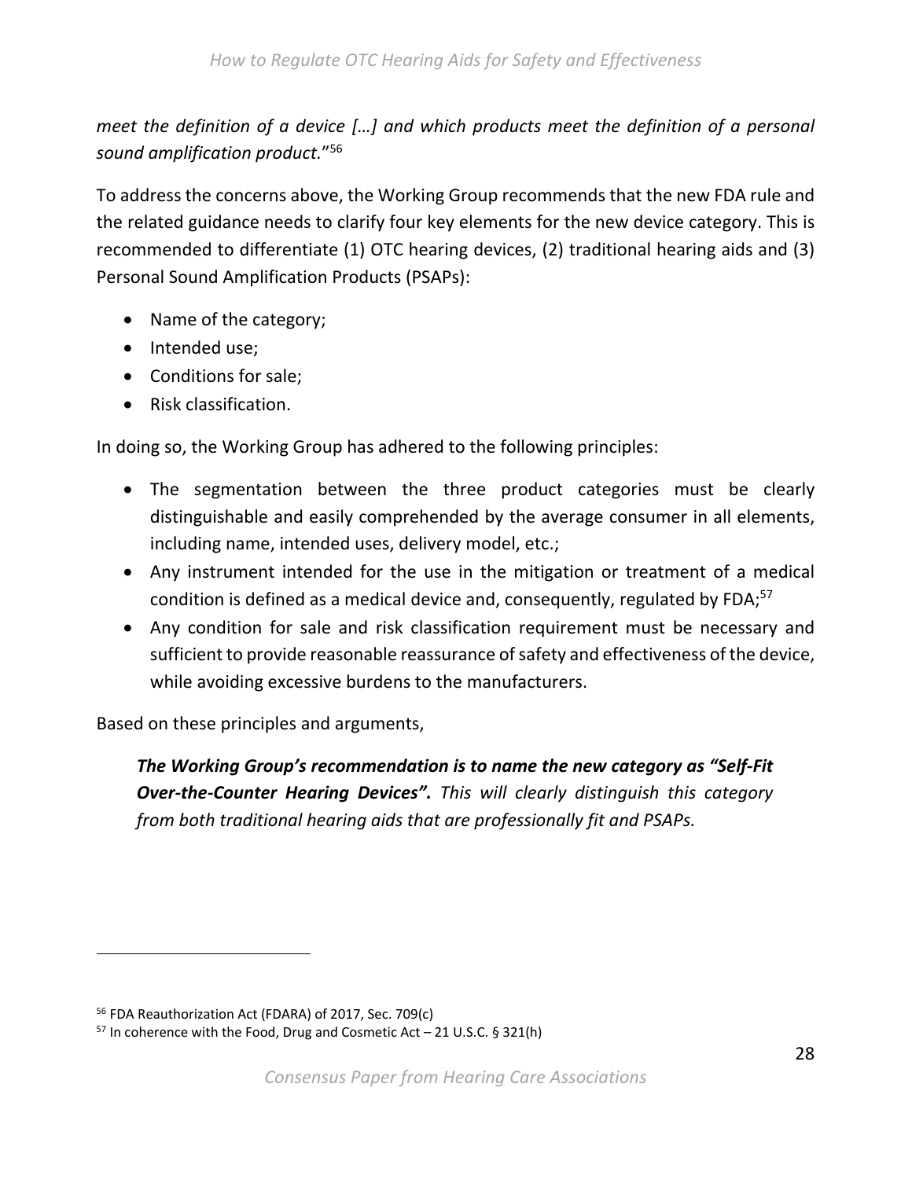*meet the definition of a device […] and which products meet the definition of a personal sound amplification product.*"[56]

To address the concerns above, the Working Group recommends that the new FDA rule and the related guidance needs to clarify four key elements for the new device category. This is recommended to differentiate (1) OTC hearing devices, (2) traditional hearing aids and (3) Personal Sound Amplification Products (PSAPs):

- Name of the category;
- Intended use;
- Conditions for sale;
- Risk classification.

In doing so, the Working Group has adhered to the following principles:

- The segmentation between the three product categories must be clearly distinguishable and easily comprehended by the average consumer in all elements, including name, intended uses, delivery model, etc.;
- Any instrument intended for the use in the mitigation or treatment of a medical condition is defined as a medical device and, consequently, regulated by FDA;[57]
- Any condition for sale and risk classification requirement must be necessary and sufficient to provide reasonable reassurance of safety and effectiveness of the device, while avoiding excessive burdens to the manufacturers.

Based on these principles and arguments,

> ***The Working Group's recommendation is to name the new category as "Self-Fit Over-the-Counter Hearing Devices".*** *This will clearly distinguish this category from both traditional hearing aids that are professionally fit and PSAPs.*

---

[56] FDA Reauthorization Act (FDARA) of 2017, Sec. 709(c)

[57] In coherence with the Food, Drug and Cosmetic Act – 21 U.S.C. § 321(h)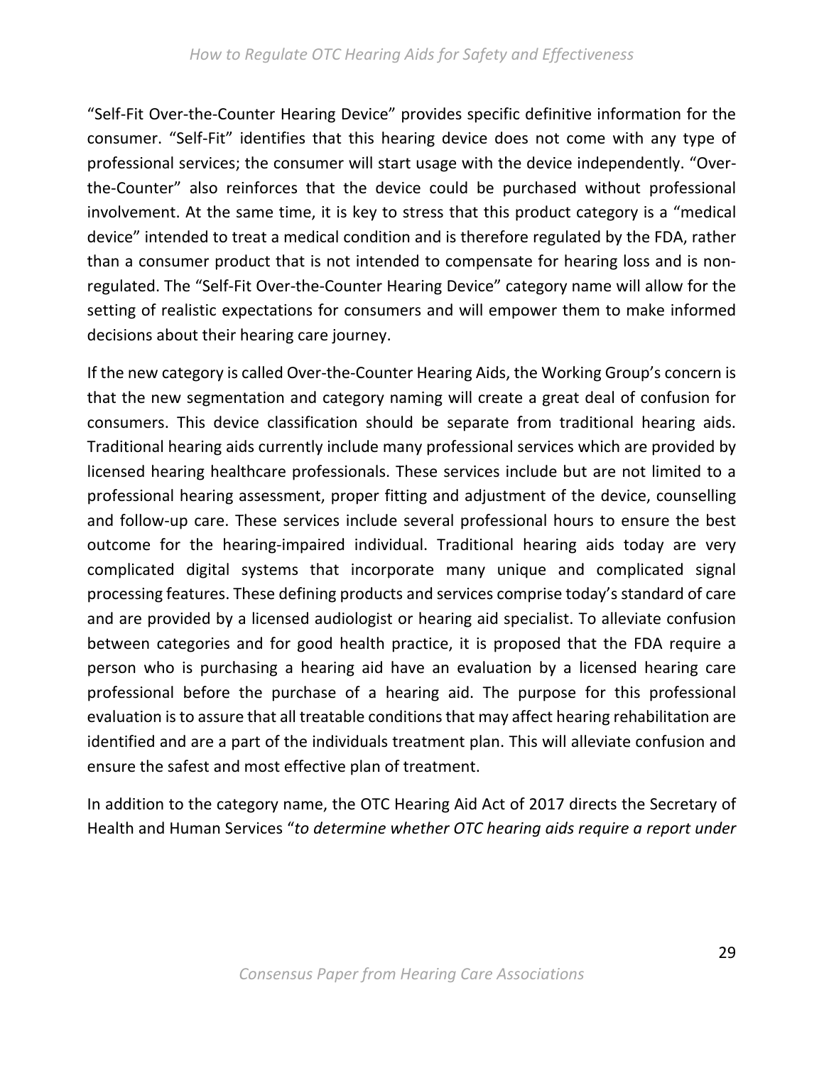"Self-Fit Over-the-Counter Hearing Device" provides specific definitive information for the consumer. "Self-Fit" identifies that this hearing device does not come with any type of professional services; the consumer will start usage with the device independently. "Over-the-Counter" also reinforces that the device could be purchased without professional involvement. At the same time, it is key to stress that this product category is a "medical device" intended to treat a medical condition and is therefore regulated by the FDA, rather than a consumer product that is not intended to compensate for hearing loss and is non-regulated. The "Self-Fit Over-the-Counter Hearing Device" category name will allow for the setting of realistic expectations for consumers and will empower them to make informed decisions about their hearing care journey.

If the new category is called Over-the-Counter Hearing Aids, the Working Group's concern is that the new segmentation and category naming will create a great deal of confusion for consumers. This device classification should be separate from traditional hearing aids. Traditional hearing aids currently include many professional services which are provided by licensed hearing healthcare professionals. These services include but are not limited to a professional hearing assessment, proper fitting and adjustment of the device, counselling and follow-up care. These services include several professional hours to ensure the best outcome for the hearing-impaired individual. Traditional hearing aids today are very complicated digital systems that incorporate many unique and complicated signal processing features. These defining products and services comprise today's standard of care and are provided by a licensed audiologist or hearing aid specialist. To alleviate confusion between categories and for good health practice, it is proposed that the FDA require a person who is purchasing a hearing aid have an evaluation by a licensed hearing care professional before the purchase of a hearing aid. The purpose for this professional evaluation is to assure that all treatable conditions that may affect hearing rehabilitation are identified and are a part of the individuals treatment plan. This will alleviate confusion and ensure the safest and most effective plan of treatment.

In addition to the category name, the OTC Hearing Aid Act of 2017 directs the Secretary of Health and Human Services "*to determine whether OTC hearing aids require a report under*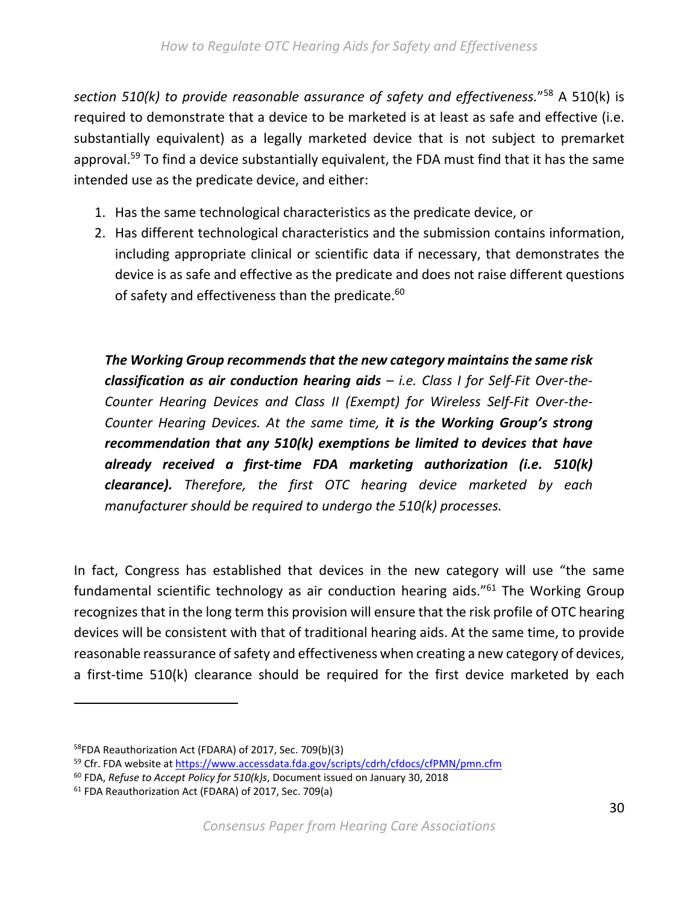*section 510(k) to provide reasonable assurance of safety and effectiveness.*"[58] A 510(k) is required to demonstrate that a device to be marketed is at least as safe and effective (i.e. substantially equivalent) as a legally marketed device that is not subject to premarket approval.[59] To find a device substantially equivalent, the FDA must find that it has the same intended use as the predicate device, and either:

1. Has the same technological characteristics as the predicate device, or
2. Has different technological characteristics and the submission contains information, including appropriate clinical or scientific data if necessary, that demonstrates the device is as safe and effective as the predicate and does not raise different questions of safety and effectiveness than the predicate.[60]

> ***The Working Group recommends that the new category maintains the same risk classification as air conduction hearing aids*** *– i.e. Class I for Self-Fit Over-the-Counter Hearing Devices and Class II (Exempt) for Wireless Self-Fit Over-the-Counter Hearing Devices. At the same time,* ***it is the Working Group's strong recommendation that any 510(k) exemptions be limited to devices that have already received a first-time FDA marketing authorization (i.e. 510(k) clearance).*** *Therefore, the first OTC hearing device marketed by each manufacturer should be required to undergo the 510(k) processes.*

In fact, Congress has established that devices in the new category will use "the same fundamental scientific technology as air conduction hearing aids."[61] The Working Group recognizes that in the long term this provision will ensure that the risk profile of OTC hearing devices will be consistent with that of traditional hearing aids. At the same time, to provide reasonable reassurance of safety and effectiveness when creating a new category of devices, a first-time 510(k) clearance should be required for the first device marketed by each

---

[58] FDA Reauthorization Act (FDARA) of 2017, Sec. 709(b)(3)

[59] Cfr. FDA website at https://www.accessdata.fda.gov/scripts/cdrh/cfdocs/cfPMN/pmn.cfm

[60] FDA, *Refuse to Accept Policy for 510(k)s*, Document issued on January 30, 2018

[61] FDA Reauthorization Act (FDARA) of 2017, Sec. 709(a)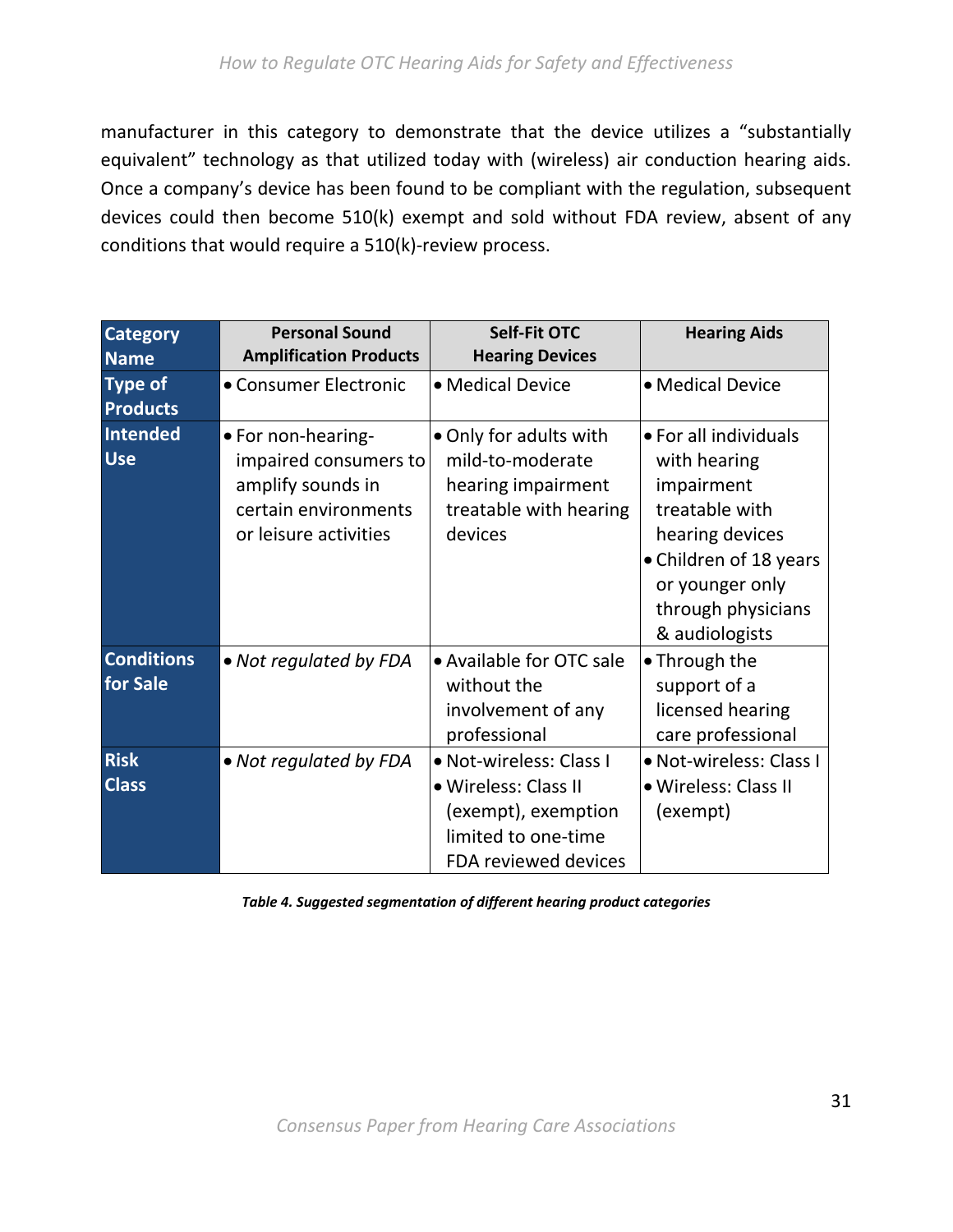manufacturer in this category to demonstrate that the device utilizes a "substantially equivalent" technology as that utilized today with (wireless) air conduction hearing aids. Once a company's device has been found to be compliant with the regulation, subsequent devices could then become 510(k) exempt and sold without FDA review, absent of any conditions that would require a 510(k)-review process.

| **Category Name** | **Personal Sound Amplification Products** | **Self-Fit OTC Hearing Devices** | **Hearing Aids** |
|---|---|---|---|
| **Type of Products** | • Consumer Electronic | • Medical Device | • Medical Device |
| **Intended Use** | • For non-hearing-impaired consumers to amplify sounds in certain environments or leisure activities | • Only for adults with mild-to-moderate hearing impairment treatable with hearing devices | • For all individuals with hearing impairment treatable with hearing devices<br>• Children of 18 years or younger only through physicians & audiologists |
| **Conditions for Sale** | • *Not regulated by FDA* | • Available for OTC sale without the involvement of any professional | • Through the support of a licensed hearing care professional |
| **Risk Class** | • *Not regulated by FDA* | • Not-wireless: Class I<br>• Wireless: Class II (exempt), exemption limited to one-time FDA reviewed devices | • Not-wireless: Class I<br>• Wireless: Class II (exempt) |

***Table 4. Suggested segmentation of different hearing product categories***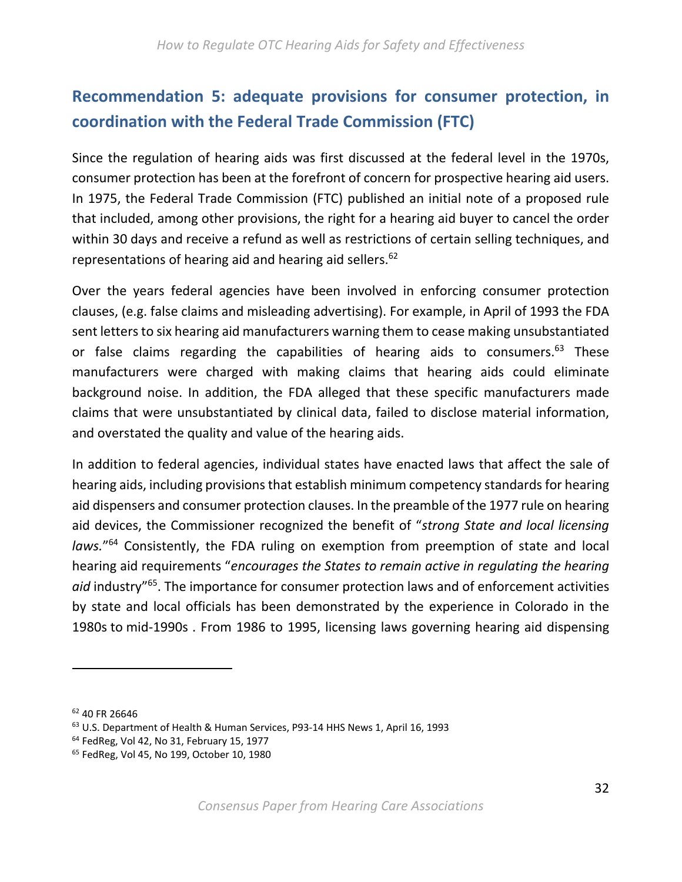## Recommendation 5: adequate provisions for consumer protection, in coordination with the Federal Trade Commission (FTC)

Since the regulation of hearing aids was first discussed at the federal level in the 1970s, consumer protection has been at the forefront of concern for prospective hearing aid users. In 1975, the Federal Trade Commission (FTC) published an initial note of a proposed rule that included, among other provisions, the right for a hearing aid buyer to cancel the order within 30 days and receive a refund as well as restrictions of certain selling techniques, and representations of hearing aid and hearing aid sellers.[62]

Over the years federal agencies have been involved in enforcing consumer protection clauses, (e.g. false claims and misleading advertising). For example, in April of 1993 the FDA sent letters to six hearing aid manufacturers warning them to cease making unsubstantiated or false claims regarding the capabilities of hearing aids to consumers.[63] These manufacturers were charged with making claims that hearing aids could eliminate background noise. In addition, the FDA alleged that these specific manufacturers made claims that were unsubstantiated by clinical data, failed to disclose material information, and overstated the quality and value of the hearing aids.

In addition to federal agencies, individual states have enacted laws that affect the sale of hearing aids, including provisions that establish minimum competency standards for hearing aid dispensers and consumer protection clauses. In the preamble of the 1977 rule on hearing aid devices, the Commissioner recognized the benefit of "*strong State and local licensing laws.*"[64] Consistently, the FDA ruling on exemption from preemption of state and local hearing aid requirements "*encourages the States to remain active in regulating the hearing aid* industry"[65]. The importance for consumer protection laws and of enforcement activities by state and local officials has been demonstrated by the experience in Colorado in the 1980s to mid-1990s . From 1986 to 1995, licensing laws governing hearing aid dispensing

---

[62] 40 FR 26646

[63] U.S. Department of Health & Human Services, P93-14 HHS News 1, April 16, 1993

[64] FedReg, Vol 42, No 31, February 15, 1977

[65] FedReg, Vol 45, No 199, October 10, 1980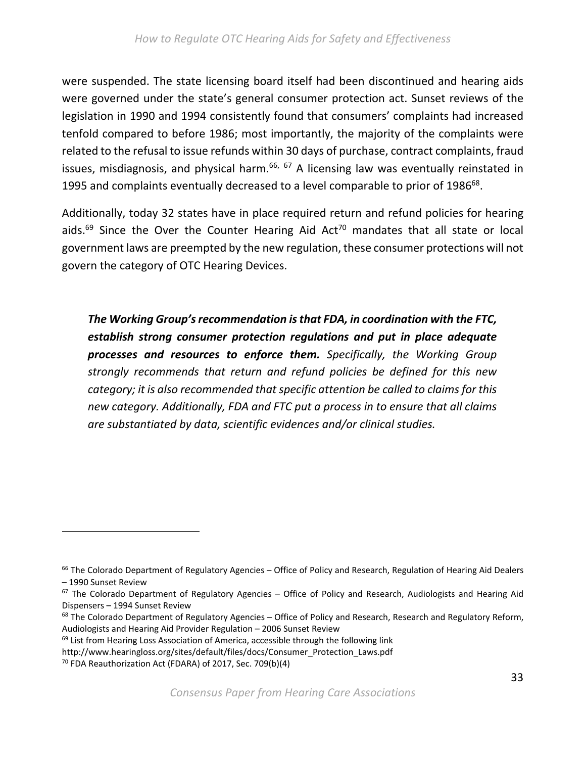were suspended. The state licensing board itself had been discontinued and hearing aids were governed under the state's general consumer protection act. Sunset reviews of the legislation in 1990 and 1994 consistently found that consumers' complaints had increased tenfold compared to before 1986; most importantly, the majority of the complaints were related to the refusal to issue refunds within 30 days of purchase, contract complaints, fraud issues, misdiagnosis, and physical harm.[66, 67] A licensing law was eventually reinstated in 1995 and complaints eventually decreased to a level comparable to prior of 1986[68].

Additionally, today 32 states have in place required return and refund policies for hearing aids.[69] Since the Over the Counter Hearing Aid Act[70] mandates that all state or local government laws are preempted by the new regulation, these consumer protections will not govern the category of OTC Hearing Devices.

> ***The Working Group's recommendation is that FDA, in coordination with the FTC, establish strong consumer protection regulations and put in place adequate processes and resources to enforce them.*** *Specifically, the Working Group strongly recommends that return and refund policies be defined for this new category; it is also recommended that specific attention be called to claims for this new category. Additionally, FDA and FTC put a process in to ensure that all claims are substantiated by data, scientific evidences and/or clinical studies.*

---

[66] The Colorado Department of Regulatory Agencies – Office of Policy and Research, Regulation of Hearing Aid Dealers – 1990 Sunset Review

[67] The Colorado Department of Regulatory Agencies – Office of Policy and Research, Audiologists and Hearing Aid Dispensers – 1994 Sunset Review

[68] The Colorado Department of Regulatory Agencies – Office of Policy and Research, Research and Regulatory Reform, Audiologists and Hearing Aid Provider Regulation – 2006 Sunset Review

[69] List from Hearing Loss Association of America, accessible through the following link http://www.hearingloss.org/sites/default/files/docs/Consumer_Protection_Laws.pdf

[70] FDA Reauthorization Act (FDARA) of 2017, Sec. 709(b)(4)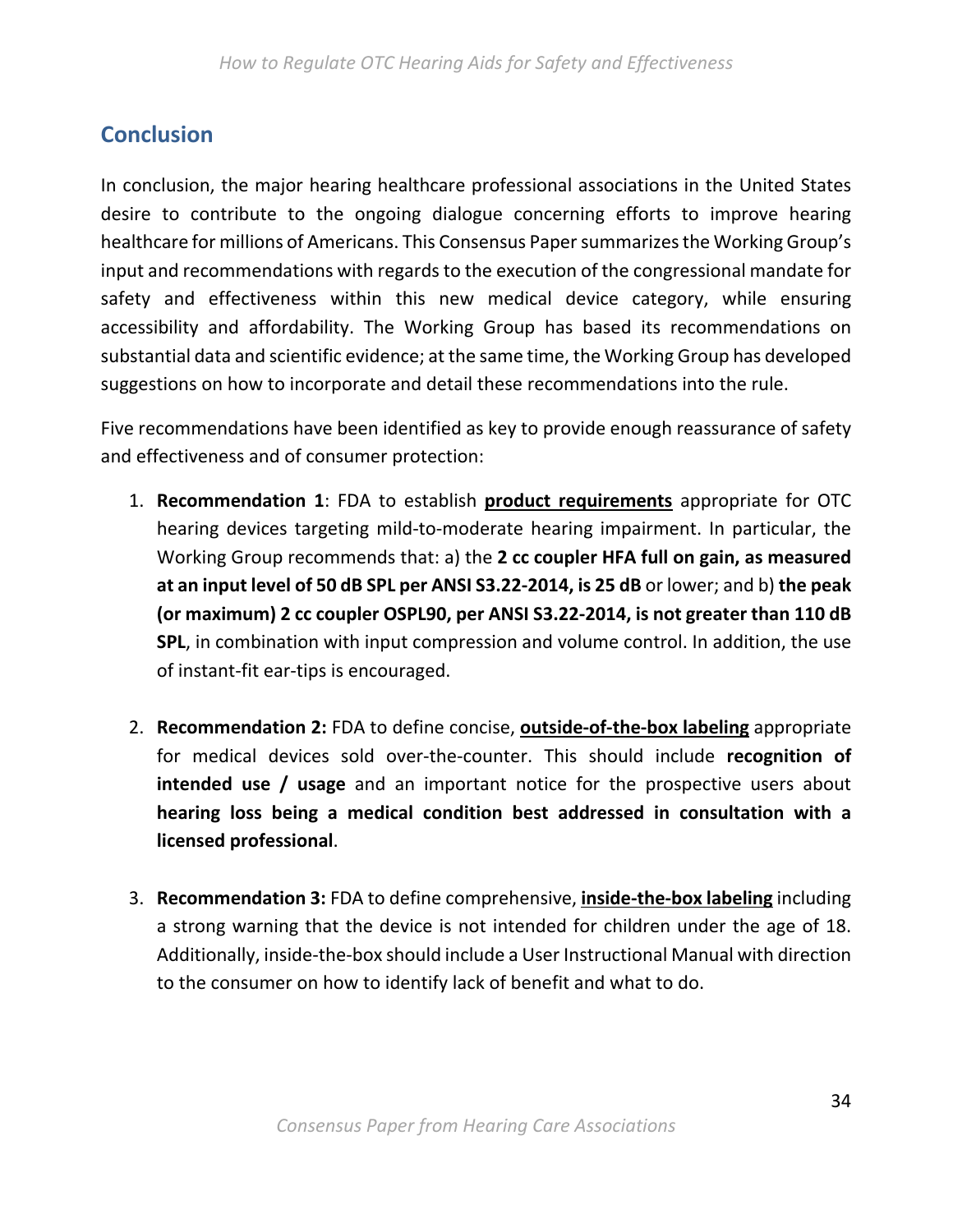## Conclusion

In conclusion, the major hearing healthcare professional associations in the United States desire to contribute to the ongoing dialogue concerning efforts to improve hearing healthcare for millions of Americans. This Consensus Paper summarizes the Working Group's input and recommendations with regards to the execution of the congressional mandate for safety and effectiveness within this new medical device category, while ensuring accessibility and affordability. The Working Group has based its recommendations on substantial data and scientific evidence; at the same time, the Working Group has developed suggestions on how to incorporate and detail these recommendations into the rule.

Five recommendations have been identified as key to provide enough reassurance of safety and effectiveness and of consumer protection:

1. **Recommendation 1**: FDA to establish **<u>product requirements</u>** appropriate for OTC hearing devices targeting mild-to-moderate hearing impairment. In particular, the Working Group recommends that: a) the **2 cc coupler HFA full on gain, as measured at an input level of 50 dB SPL per ANSI S3.22-2014, is 25 dB** or lower; and b) **the peak (or maximum) 2 cc coupler OSPL90, per ANSI S3.22-2014, is not greater than 110 dB SPL**, in combination with input compression and volume control. In addition, the use of instant-fit ear-tips is encouraged.

2. **Recommendation 2:** FDA to define concise, **<u>outside-of-the-box labeling</u>** appropriate for medical devices sold over-the-counter. This should include **recognition of intended use / usage** and an important notice for the prospective users about **hearing loss being a medical condition best addressed in consultation with a licensed professional**.

3. **Recommendation 3:** FDA to define comprehensive, **<u>inside-the-box labeling</u>** including a strong warning that the device is not intended for children under the age of 18. Additionally, inside-the-box should include a User Instructional Manual with direction to the consumer on how to identify lack of benefit and what to do.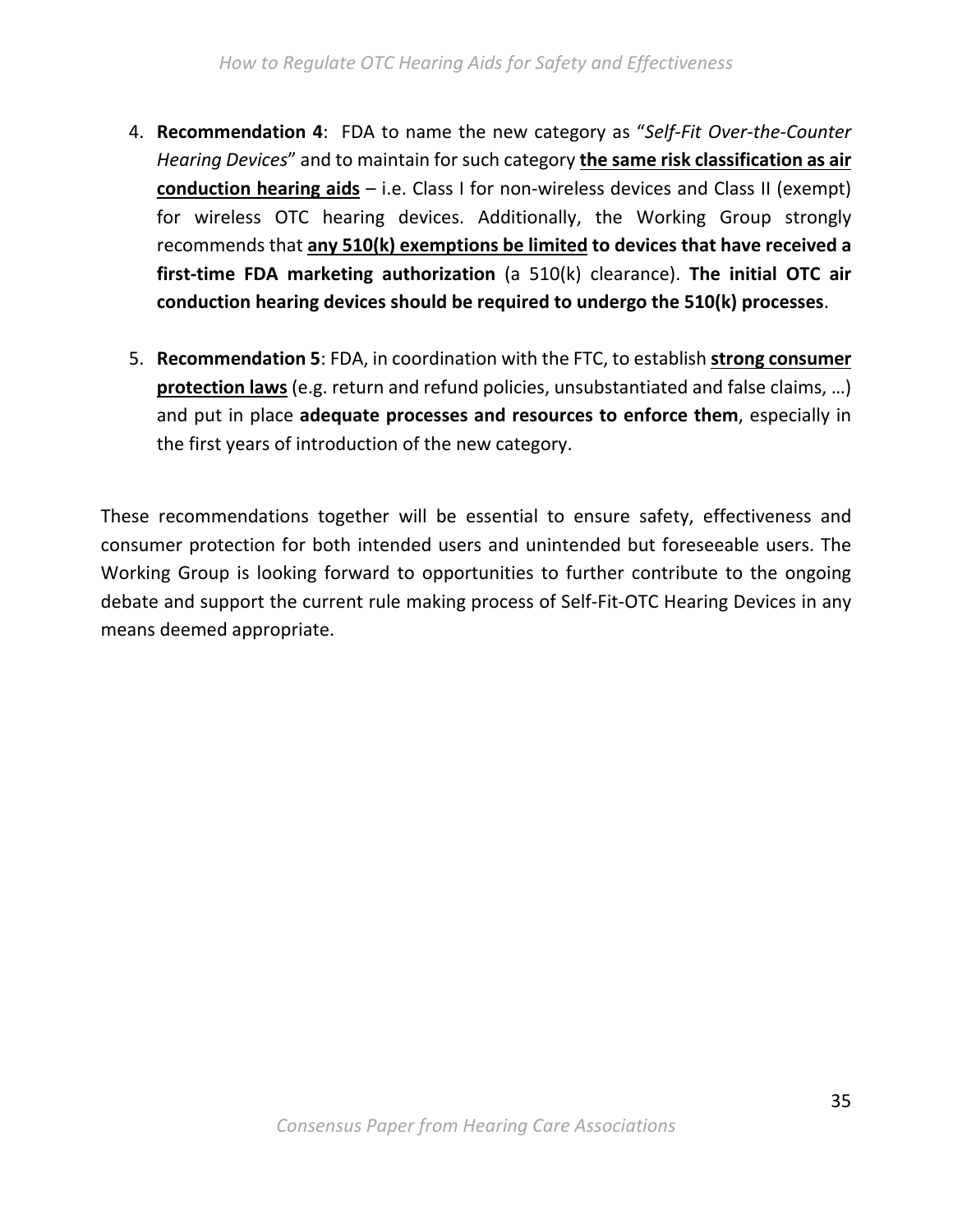4. **Recommendation 4**: FDA to name the new category as "*Self-Fit Over-the-Counter Hearing Devices*" and to maintain for such category **the same risk classification as air conduction hearing aids** – i.e. Class I for non-wireless devices and Class II (exempt) for wireless OTC hearing devices. Additionally, the Working Group strongly recommends that **any 510(k) exemptions be limited to devices that have received a first-time FDA marketing authorization** (a 510(k) clearance). **The initial OTC air conduction hearing devices should be required to undergo the 510(k) processes**.

5. **Recommendation 5**: FDA, in coordination with the FTC, to establish **strong consumer protection laws** (e.g. return and refund policies, unsubstantiated and false claims, …) and put in place **adequate processes and resources to enforce them**, especially in the first years of introduction of the new category.

These recommendations together will be essential to ensure safety, effectiveness and consumer protection for both intended users and unintended but foreseeable users. The Working Group is looking forward to opportunities to further contribute to the ongoing debate and support the current rule making process of Self-Fit-OTC Hearing Devices in any means deemed appropriate.